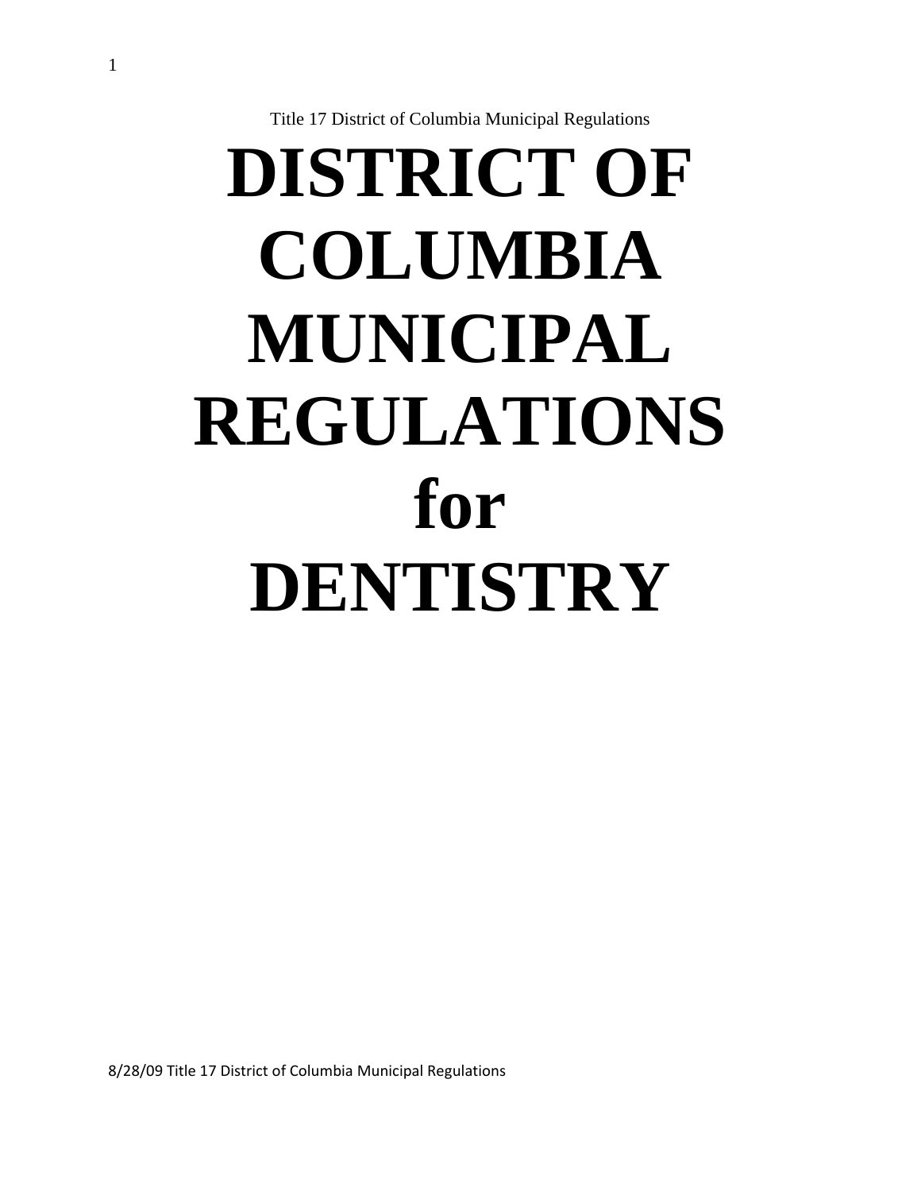Title 17 District of Columbia Municipal Regulations

# DISTRICT OF COLUMBIA MUNICIPAL REGULATIONS for DENTISTRY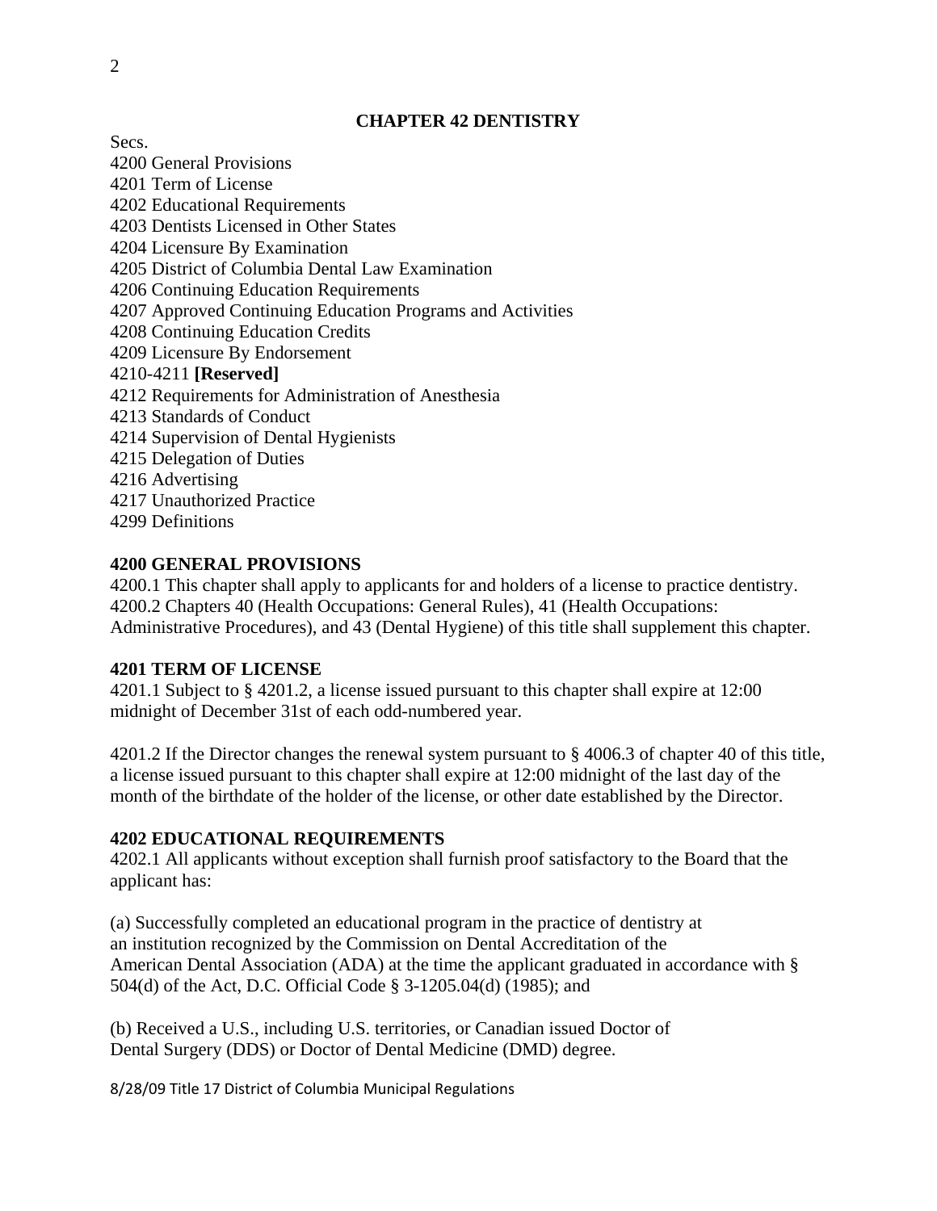## CHAPTER 42 DENTISTRY

Secs.
4200 General Provisions
4201 Term of License
4202 Educational Requirements
4203 Dentists Licensed in Other States
4204 Licensure By Examination
4205 District of Columbia Dental Law Examination
4206 Continuing Education Requirements
4207 Approved Continuing Education Programs and Activities
4208 Continuing Education Credits
4209 Licensure By Endorsement
4210-4211 **[Reserved]**
4212 Requirements for Administration of Anesthesia
4213 Standards of Conduct
4214 Supervision of Dental Hygienists
4215 Delegation of Duties
4216 Advertising
4217 Unauthorized Practice
4299 Definitions

### 4200 GENERAL PROVISIONS

4200.1 This chapter shall apply to applicants for and holders of a license to practice dentistry.
4200.2 Chapters 40 (Health Occupations: General Rules), 41 (Health Occupations: Administrative Procedures), and 43 (Dental Hygiene) of this title shall supplement this chapter.

### 4201 TERM OF LICENSE

4201.1 Subject to § 4201.2, a license issued pursuant to this chapter shall expire at 12:00 midnight of December 31st of each odd-numbered year.

4201.2 If the Director changes the renewal system pursuant to § 4006.3 of chapter 40 of this title, a license issued pursuant to this chapter shall expire at 12:00 midnight of the last day of the month of the birthdate of the holder of the license, or other date established by the Director.

### 4202 EDUCATIONAL REQUIREMENTS

4202.1 All applicants without exception shall furnish proof satisfactory to the Board that the applicant has:

(a) Successfully completed an educational program in the practice of dentistry at an institution recognized by the Commission on Dental Accreditation of the American Dental Association (ADA) at the time the applicant graduated in accordance with § 504(d) of the Act, D.C. Official Code § 3-1205.04(d) (1985); and

(b) Received a U.S., including U.S. territories, or Canadian issued Doctor of Dental Surgery (DDS) or Doctor of Dental Medicine (DMD) degree.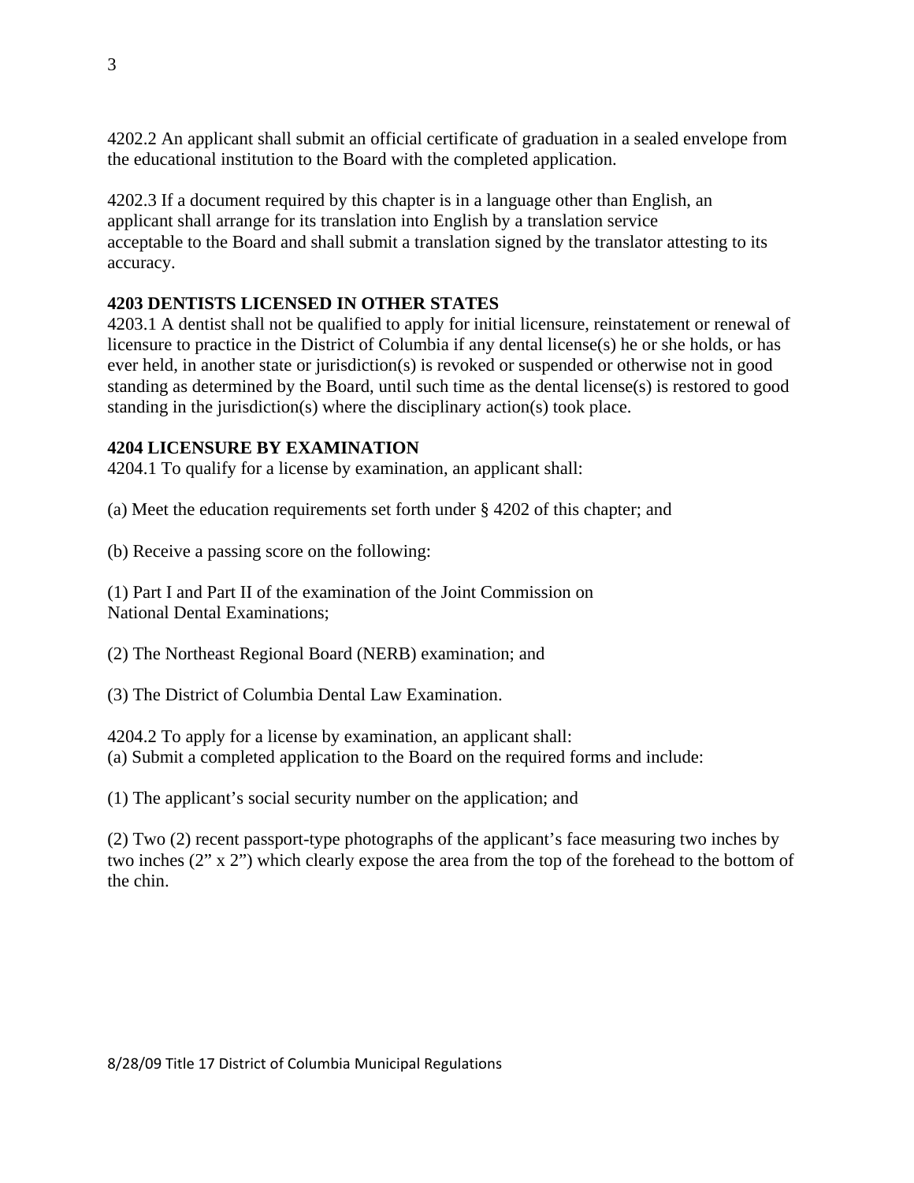4202.2 An applicant shall submit an official certificate of graduation in a sealed envelope from the educational institution to the Board with the completed application.

4202.3 If a document required by this chapter is in a language other than English, an applicant shall arrange for its translation into English by a translation service acceptable to the Board and shall submit a translation signed by the translator attesting to its accuracy.

**4203 DENTISTS LICENSED IN OTHER STATES**

4203.1 A dentist shall not be qualified to apply for initial licensure, reinstatement or renewal of licensure to practice in the District of Columbia if any dental license(s) he or she holds, or has ever held, in another state or jurisdiction(s) is revoked or suspended or otherwise not in good standing as determined by the Board, until such time as the dental license(s) is restored to good standing in the jurisdiction(s) where the disciplinary action(s) took place.

**4204 LICENSURE BY EXAMINATION**

4204.1 To qualify for a license by examination, an applicant shall:

(a) Meet the education requirements set forth under § 4202 of this chapter; and

(b) Receive a passing score on the following:

(1) Part I and Part II of the examination of the Joint Commission on National Dental Examinations;

(2) The Northeast Regional Board (NERB) examination; and

(3) The District of Columbia Dental Law Examination.

4204.2 To apply for a license by examination, an applicant shall:

(a) Submit a completed application to the Board on the required forms and include:

(1) The applicant's social security number on the application; and

(2) Two (2) recent passport-type photographs of the applicant's face measuring two inches by two inches (2" x 2") which clearly expose the area from the top of the forehead to the bottom of the chin.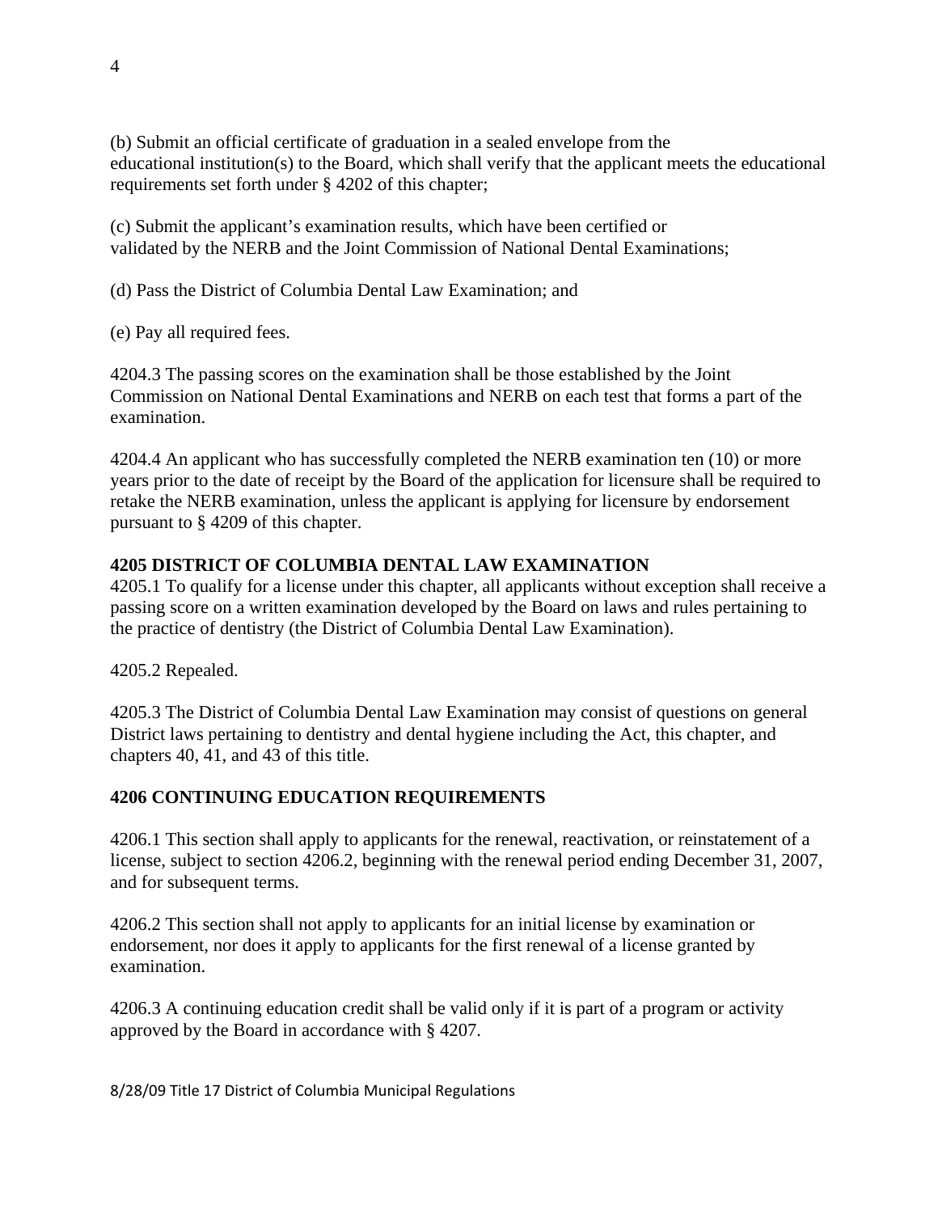(b) Submit an official certificate of graduation in a sealed envelope from the educational institution(s) to the Board, which shall verify that the applicant meets the educational requirements set forth under § 4202 of this chapter;

(c) Submit the applicant's examination results, which have been certified or validated by the NERB and the Joint Commission of National Dental Examinations;

(d) Pass the District of Columbia Dental Law Examination; and

(e) Pay all required fees.

4204.3 The passing scores on the examination shall be those established by the Joint Commission on National Dental Examinations and NERB on each test that forms a part of the examination.

4204.4 An applicant who has successfully completed the NERB examination ten (10) or more years prior to the date of receipt by the Board of the application for licensure shall be required to retake the NERB examination, unless the applicant is applying for licensure by endorsement pursuant to § 4209 of this chapter.

**4205 DISTRICT OF COLUMBIA DENTAL LAW EXAMINATION**

4205.1 To qualify for a license under this chapter, all applicants without exception shall receive a passing score on a written examination developed by the Board on laws and rules pertaining to the practice of dentistry (the District of Columbia Dental Law Examination).

4205.2 Repealed.

4205.3 The District of Columbia Dental Law Examination may consist of questions on general District laws pertaining to dentistry and dental hygiene including the Act, this chapter, and chapters 40, 41, and 43 of this title.

**4206 CONTINUING EDUCATION REQUIREMENTS**

4206.1 This section shall apply to applicants for the renewal, reactivation, or reinstatement of a license, subject to section 4206.2, beginning with the renewal period ending December 31, 2007, and for subsequent terms.

4206.2 This section shall not apply to applicants for an initial license by examination or endorsement, nor does it apply to applicants for the first renewal of a license granted by examination.

4206.3 A continuing education credit shall be valid only if it is part of a program or activity approved by the Board in accordance with § 4207.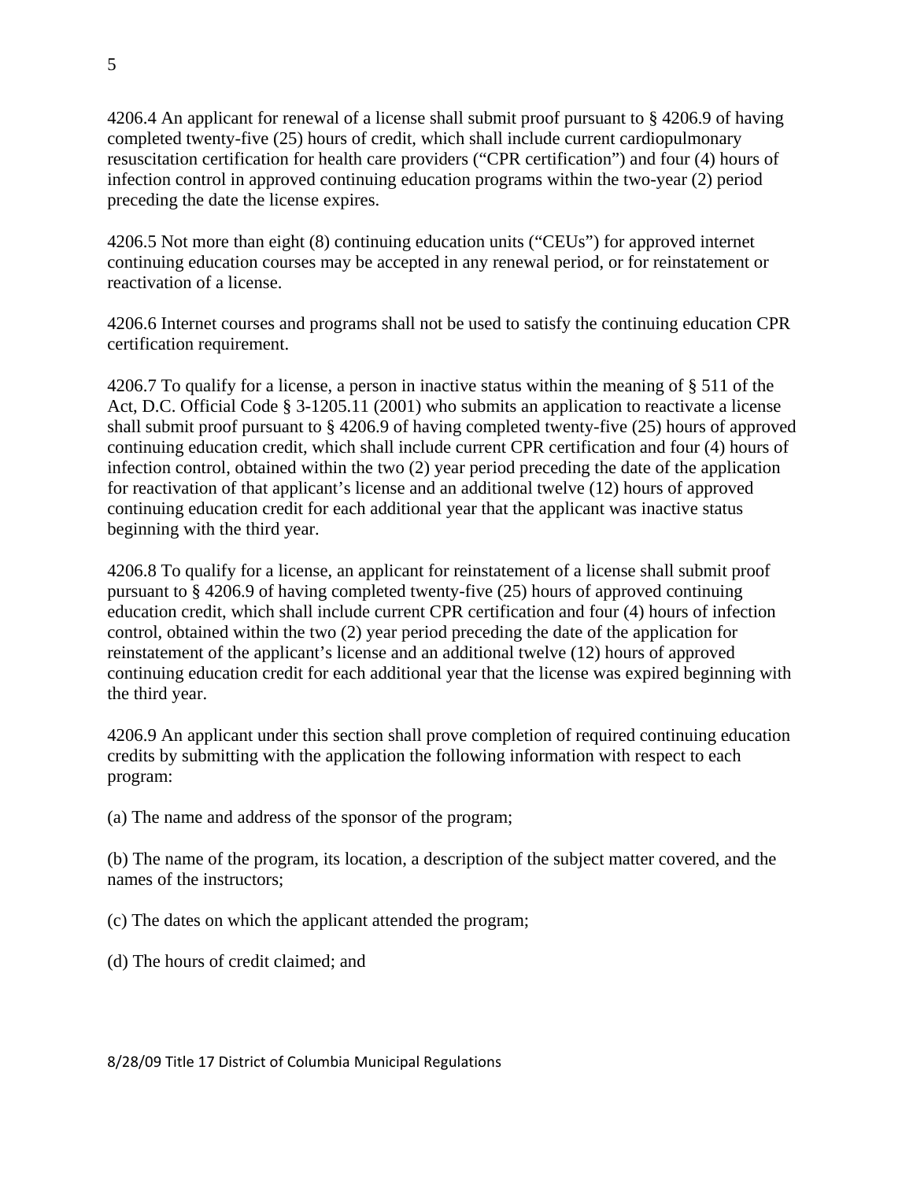4206.4 An applicant for renewal of a license shall submit proof pursuant to § 4206.9 of having completed twenty-five (25) hours of credit, which shall include current cardiopulmonary resuscitation certification for health care providers ("CPR certification") and four (4) hours of infection control in approved continuing education programs within the two-year (2) period preceding the date the license expires.

4206.5 Not more than eight (8) continuing education units ("CEUs") for approved internet continuing education courses may be accepted in any renewal period, or for reinstatement or reactivation of a license.

4206.6 Internet courses and programs shall not be used to satisfy the continuing education CPR certification requirement.

4206.7 To qualify for a license, a person in inactive status within the meaning of § 511 of the Act, D.C. Official Code § 3-1205.11 (2001) who submits an application to reactivate a license shall submit proof pursuant to § 4206.9 of having completed twenty-five (25) hours of approved continuing education credit, which shall include current CPR certification and four (4) hours of infection control, obtained within the two (2) year period preceding the date of the application for reactivation of that applicant's license and an additional twelve (12) hours of approved continuing education credit for each additional year that the applicant was inactive status beginning with the third year.

4206.8 To qualify for a license, an applicant for reinstatement of a license shall submit proof pursuant to § 4206.9 of having completed twenty-five (25) hours of approved continuing education credit, which shall include current CPR certification and four (4) hours of infection control, obtained within the two (2) year period preceding the date of the application for reinstatement of the applicant's license and an additional twelve (12) hours of approved continuing education credit for each additional year that the license was expired beginning with the third year.

4206.9 An applicant under this section shall prove completion of required continuing education credits by submitting with the application the following information with respect to each program:

(a) The name and address of the sponsor of the program;

(b) The name of the program, its location, a description of the subject matter covered, and the names of the instructors;

(c) The dates on which the applicant attended the program;

(d) The hours of credit claimed; and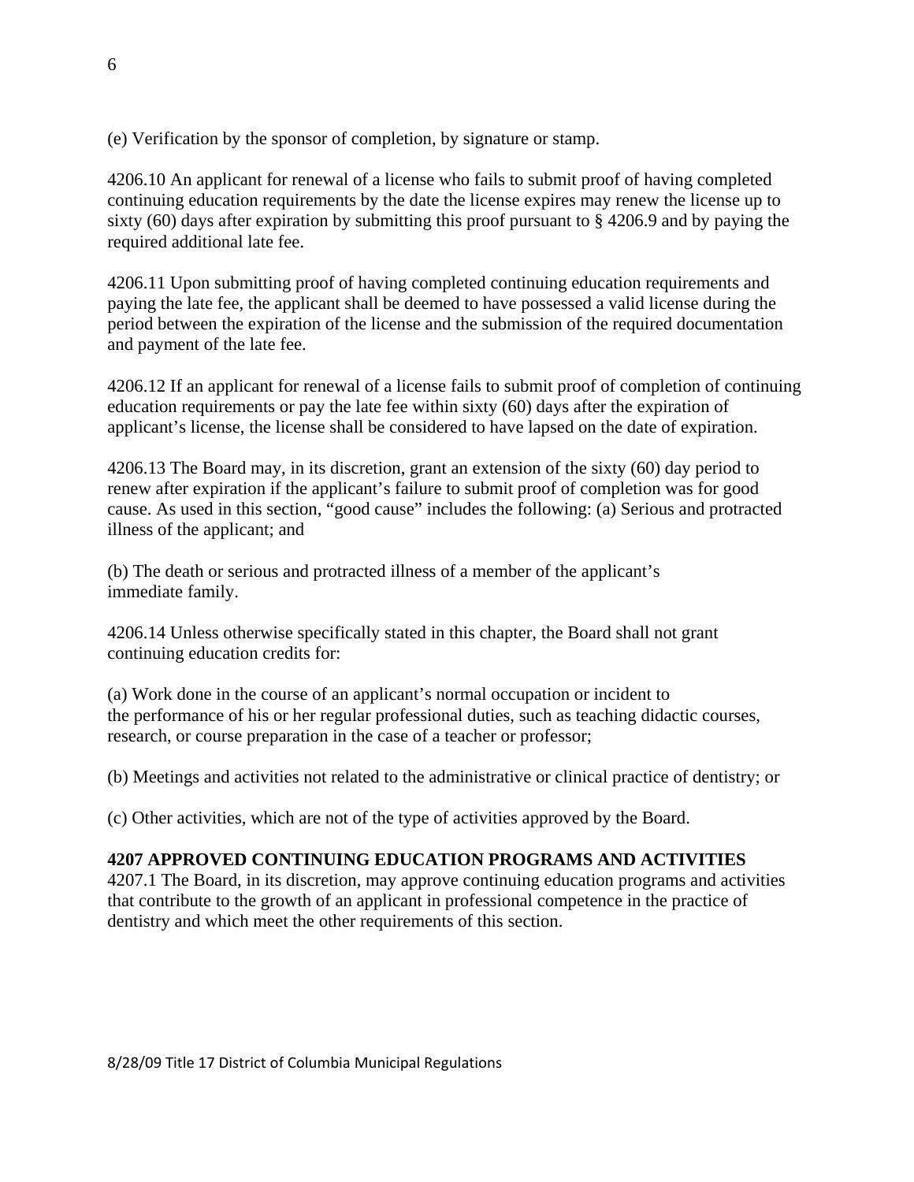(e) Verification by the sponsor of completion, by signature or stamp.

4206.10 An applicant for renewal of a license who fails to submit proof of having completed continuing education requirements by the date the license expires may renew the license up to sixty (60) days after expiration by submitting this proof pursuant to § 4206.9 and by paying the required additional late fee.

4206.11 Upon submitting proof of having completed continuing education requirements and paying the late fee, the applicant shall be deemed to have possessed a valid license during the period between the expiration of the license and the submission of the required documentation and payment of the late fee.

4206.12 If an applicant for renewal of a license fails to submit proof of completion of continuing education requirements or pay the late fee within sixty (60) days after the expiration of applicant's license, the license shall be considered to have lapsed on the date of expiration.

4206.13 The Board may, in its discretion, grant an extension of the sixty (60) day period to renew after expiration if the applicant's failure to submit proof of completion was for good cause. As used in this section, "good cause" includes the following: (a) Serious and protracted illness of the applicant; and

(b) The death or serious and protracted illness of a member of the applicant's immediate family.

4206.14 Unless otherwise specifically stated in this chapter, the Board shall not grant continuing education credits for:

(a) Work done in the course of an applicant's normal occupation or incident to the performance of his or her regular professional duties, such as teaching didactic courses, research, or course preparation in the case of a teacher or professor;

(b) Meetings and activities not related to the administrative or clinical practice of dentistry; or

(c) Other activities, which are not of the type of activities approved by the Board.

**4207 APPROVED CONTINUING EDUCATION PROGRAMS AND ACTIVITIES**

4207.1 The Board, in its discretion, may approve continuing education programs and activities that contribute to the growth of an applicant in professional competence in the practice of dentistry and which meet the other requirements of this section.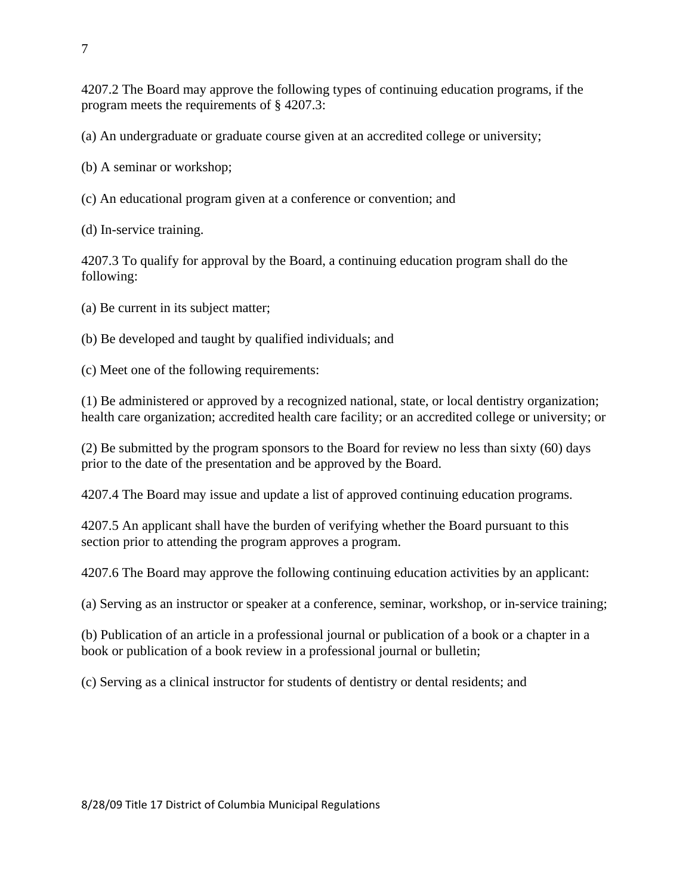4207.2 The Board may approve the following types of continuing education programs, if the program meets the requirements of § 4207.3:

(a) An undergraduate or graduate course given at an accredited college or university;

(b) A seminar or workshop;

(c) An educational program given at a conference or convention; and

(d) In-service training.

4207.3 To qualify for approval by the Board, a continuing education program shall do the following:

(a) Be current in its subject matter;

(b) Be developed and taught by qualified individuals; and

(c) Meet one of the following requirements:

(1) Be administered or approved by a recognized national, state, or local dentistry organization; health care organization; accredited health care facility; or an accredited college or university; or

(2) Be submitted by the program sponsors to the Board for review no less than sixty (60) days prior to the date of the presentation and be approved by the Board.

4207.4 The Board may issue and update a list of approved continuing education programs.

4207.5 An applicant shall have the burden of verifying whether the Board pursuant to this section prior to attending the program approves a program.

4207.6 The Board may approve the following continuing education activities by an applicant:

(a) Serving as an instructor or speaker at a conference, seminar, workshop, or in-service training;

(b) Publication of an article in a professional journal or publication of a book or a chapter in a book or publication of a book review in a professional journal or bulletin;

(c) Serving as a clinical instructor for students of dentistry or dental residents; and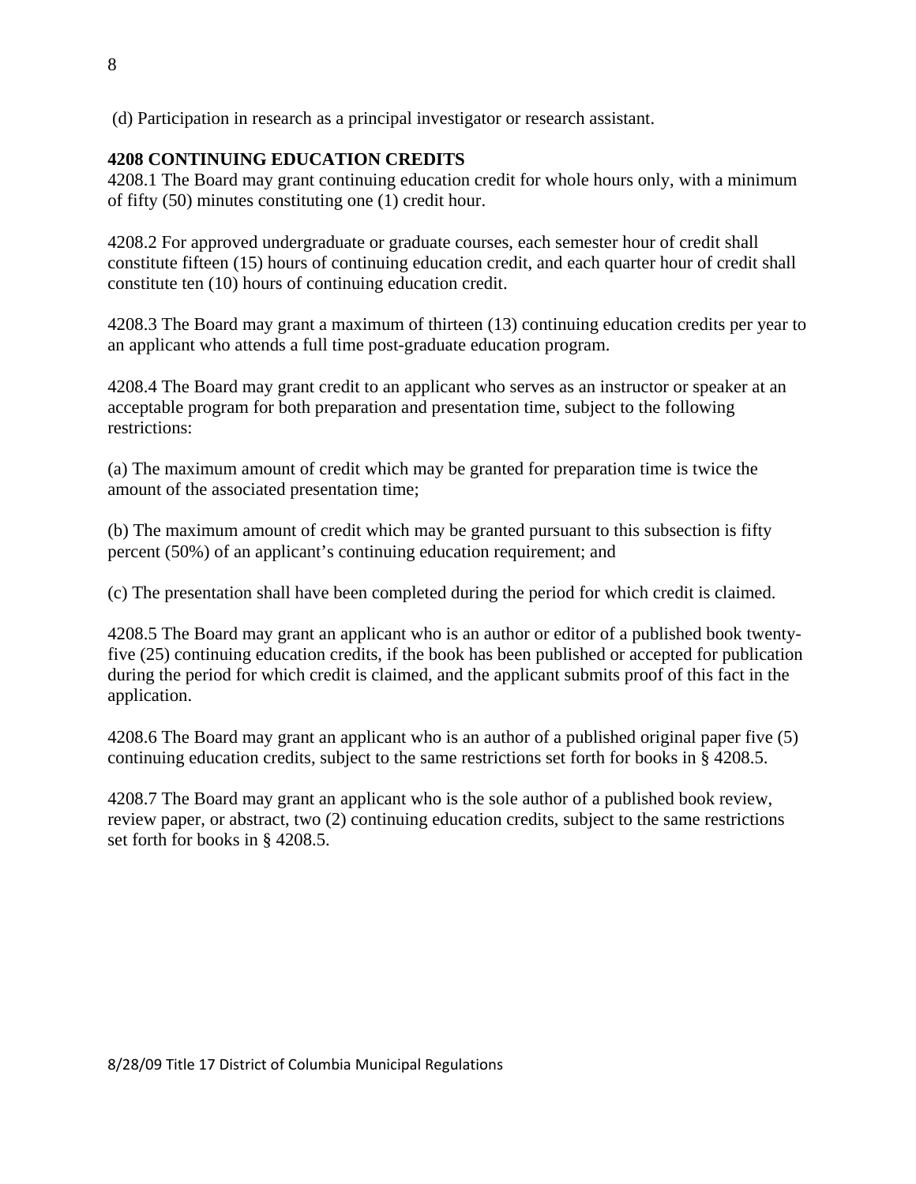(d) Participation in research as a principal investigator or research assistant.

**4208 CONTINUING EDUCATION CREDITS**

4208.1 The Board may grant continuing education credit for whole hours only, with a minimum of fifty (50) minutes constituting one (1) credit hour.

4208.2 For approved undergraduate or graduate courses, each semester hour of credit shall constitute fifteen (15) hours of continuing education credit, and each quarter hour of credit shall constitute ten (10) hours of continuing education credit.

4208.3 The Board may grant a maximum of thirteen (13) continuing education credits per year to an applicant who attends a full time post-graduate education program.

4208.4 The Board may grant credit to an applicant who serves as an instructor or speaker at an acceptable program for both preparation and presentation time, subject to the following restrictions:

(a) The maximum amount of credit which may be granted for preparation time is twice the amount of the associated presentation time;

(b) The maximum amount of credit which may be granted pursuant to this subsection is fifty percent (50%) of an applicant's continuing education requirement; and

(c) The presentation shall have been completed during the period for which credit is claimed.

4208.5 The Board may grant an applicant who is an author or editor of a published book twenty-five (25) continuing education credits, if the book has been published or accepted for publication during the period for which credit is claimed, and the applicant submits proof of this fact in the application.

4208.6 The Board may grant an applicant who is an author of a published original paper five (5) continuing education credits, subject to the same restrictions set forth for books in § 4208.5.

4208.7 The Board may grant an applicant who is the sole author of a published book review, review paper, or abstract, two (2) continuing education credits, subject to the same restrictions set forth for books in § 4208.5.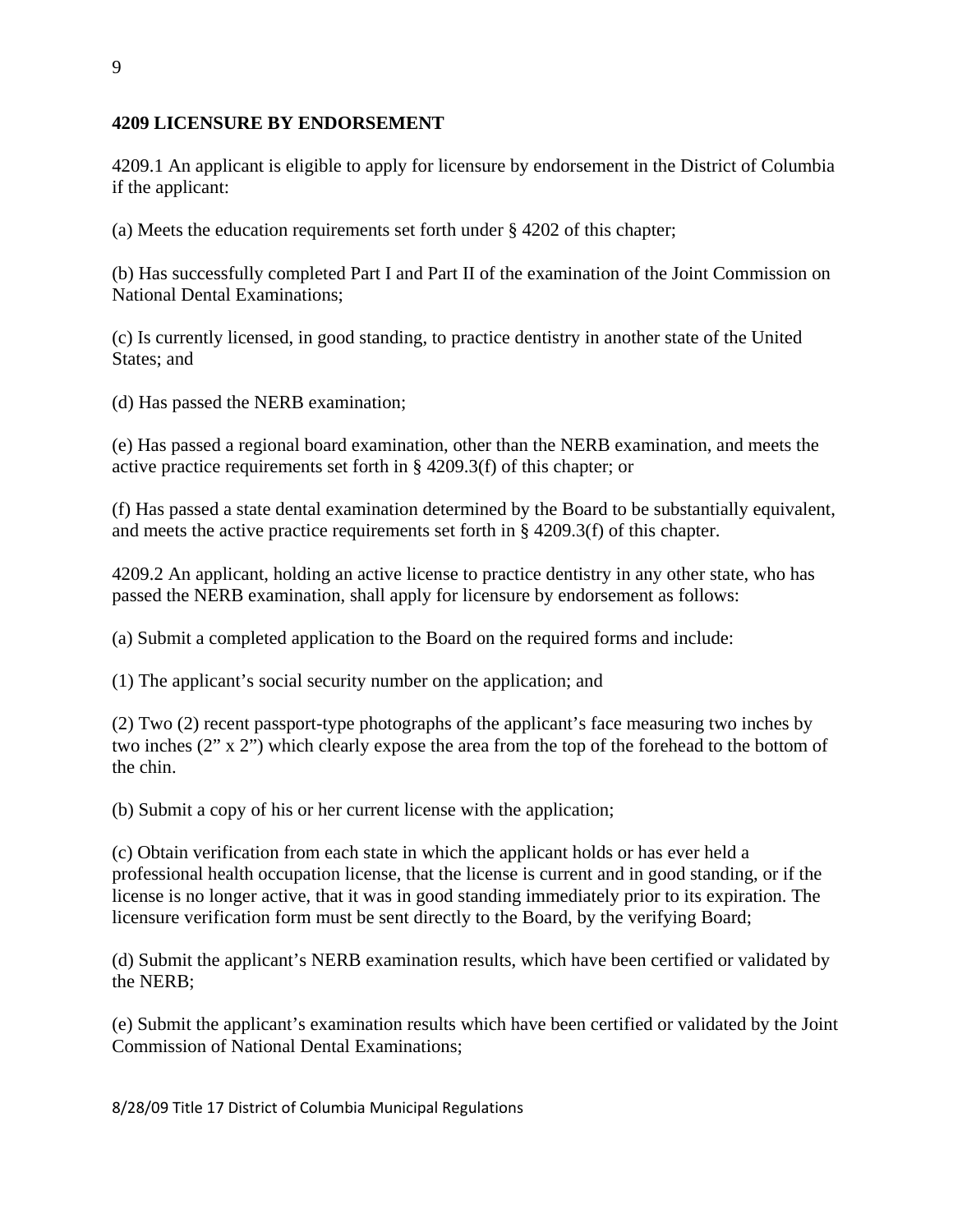**4209 LICENSURE BY ENDORSEMENT**

4209.1 An applicant is eligible to apply for licensure by endorsement in the District of Columbia if the applicant:

(a) Meets the education requirements set forth under § 4202 of this chapter;

(b) Has successfully completed Part I and Part II of the examination of the Joint Commission on National Dental Examinations;

(c) Is currently licensed, in good standing, to practice dentistry in another state of the United States; and

(d) Has passed the NERB examination;

(e) Has passed a regional board examination, other than the NERB examination, and meets the active practice requirements set forth in § 4209.3(f) of this chapter; or

(f) Has passed a state dental examination determined by the Board to be substantially equivalent, and meets the active practice requirements set forth in § 4209.3(f) of this chapter.

4209.2 An applicant, holding an active license to practice dentistry in any other state, who has passed the NERB examination, shall apply for licensure by endorsement as follows:

(a) Submit a completed application to the Board on the required forms and include:

(1) The applicant's social security number on the application; and

(2) Two (2) recent passport-type photographs of the applicant's face measuring two inches by two inches (2" x 2") which clearly expose the area from the top of the forehead to the bottom of the chin.

(b) Submit a copy of his or her current license with the application;

(c) Obtain verification from each state in which the applicant holds or has ever held a professional health occupation license, that the license is current and in good standing, or if the license is no longer active, that it was in good standing immediately prior to its expiration. The licensure verification form must be sent directly to the Board, by the verifying Board;

(d) Submit the applicant's NERB examination results, which have been certified or validated by the NERB;

(e) Submit the applicant's examination results which have been certified or validated by the Joint Commission of National Dental Examinations;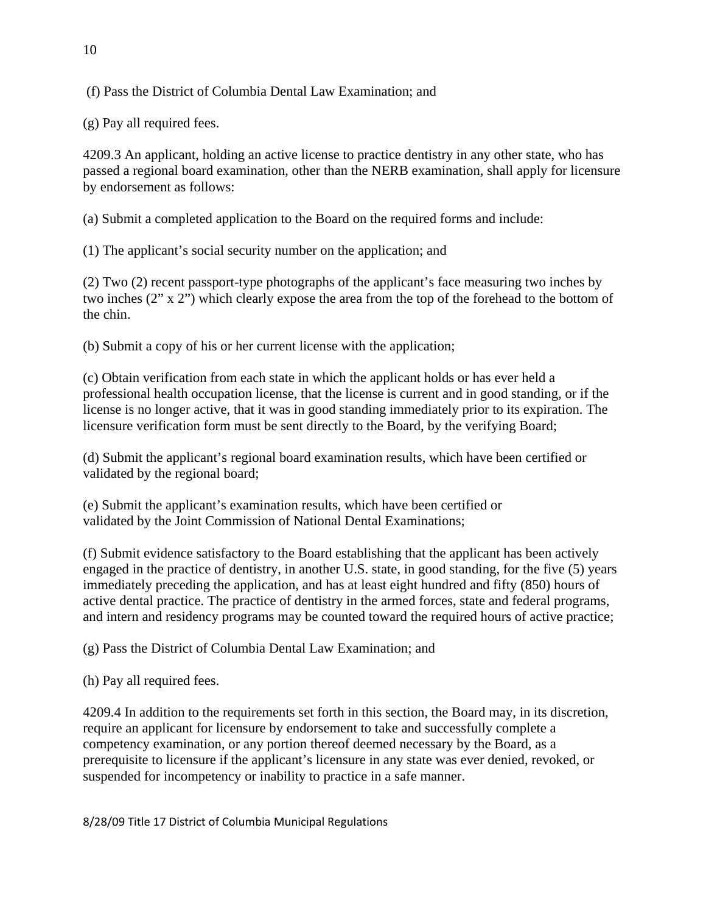(f) Pass the District of Columbia Dental Law Examination; and

(g) Pay all required fees.

4209.3 An applicant, holding an active license to practice dentistry in any other state, who has passed a regional board examination, other than the NERB examination, shall apply for licensure by endorsement as follows:

(a) Submit a completed application to the Board on the required forms and include:

(1) The applicant's social security number on the application; and

(2) Two (2) recent passport-type photographs of the applicant's face measuring two inches by two inches (2" x 2") which clearly expose the area from the top of the forehead to the bottom of the chin.

(b) Submit a copy of his or her current license with the application;

(c) Obtain verification from each state in which the applicant holds or has ever held a professional health occupation license, that the license is current and in good standing, or if the license is no longer active, that it was in good standing immediately prior to its expiration. The licensure verification form must be sent directly to the Board, by the verifying Board;

(d) Submit the applicant's regional board examination results, which have been certified or validated by the regional board;

(e) Submit the applicant's examination results, which have been certified or validated by the Joint Commission of National Dental Examinations;

(f) Submit evidence satisfactory to the Board establishing that the applicant has been actively engaged in the practice of dentistry, in another U.S. state, in good standing, for the five (5) years immediately preceding the application, and has at least eight hundred and fifty (850) hours of active dental practice. The practice of dentistry in the armed forces, state and federal programs, and intern and residency programs may be counted toward the required hours of active practice;

(g) Pass the District of Columbia Dental Law Examination; and

(h) Pay all required fees.

4209.4 In addition to the requirements set forth in this section, the Board may, in its discretion, require an applicant for licensure by endorsement to take and successfully complete a competency examination, or any portion thereof deemed necessary by the Board, as a prerequisite to licensure if the applicant's licensure in any state was ever denied, revoked, or suspended for incompetency or inability to practice in a safe manner.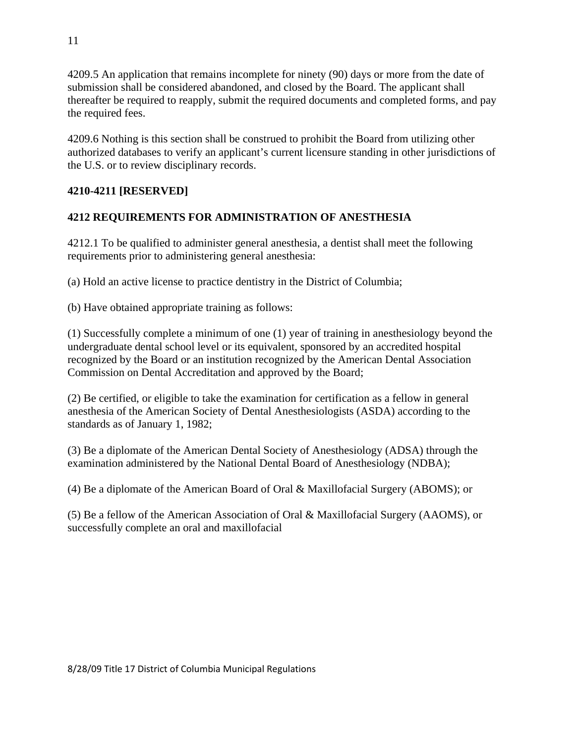4209.5 An application that remains incomplete for ninety (90) days or more from the date of submission shall be considered abandoned, and closed by the Board. The applicant shall thereafter be required to reapply, submit the required documents and completed forms, and pay the required fees.

4209.6 Nothing is this section shall be construed to prohibit the Board from utilizing other authorized databases to verify an applicant's current licensure standing in other jurisdictions of the U.S. or to review disciplinary records.

**4210-4211 [RESERVED]**

**4212 REQUIREMENTS FOR ADMINISTRATION OF ANESTHESIA**

4212.1 To be qualified to administer general anesthesia, a dentist shall meet the following requirements prior to administering general anesthesia:

(a) Hold an active license to practice dentistry in the District of Columbia;

(b) Have obtained appropriate training as follows:

(1) Successfully complete a minimum of one (1) year of training in anesthesiology beyond the undergraduate dental school level or its equivalent, sponsored by an accredited hospital recognized by the Board or an institution recognized by the American Dental Association Commission on Dental Accreditation and approved by the Board;

(2) Be certified, or eligible to take the examination for certification as a fellow in general anesthesia of the American Society of Dental Anesthesiologists (ASDA) according to the standards as of January 1, 1982;

(3) Be a diplomate of the American Dental Society of Anesthesiology (ADSA) through the examination administered by the National Dental Board of Anesthesiology (NDBA);

(4) Be a diplomate of the American Board of Oral & Maxillofacial Surgery (ABOMS); or

(5) Be a fellow of the American Association of Oral & Maxillofacial Surgery (AAOMS), or successfully complete an oral and maxillofacial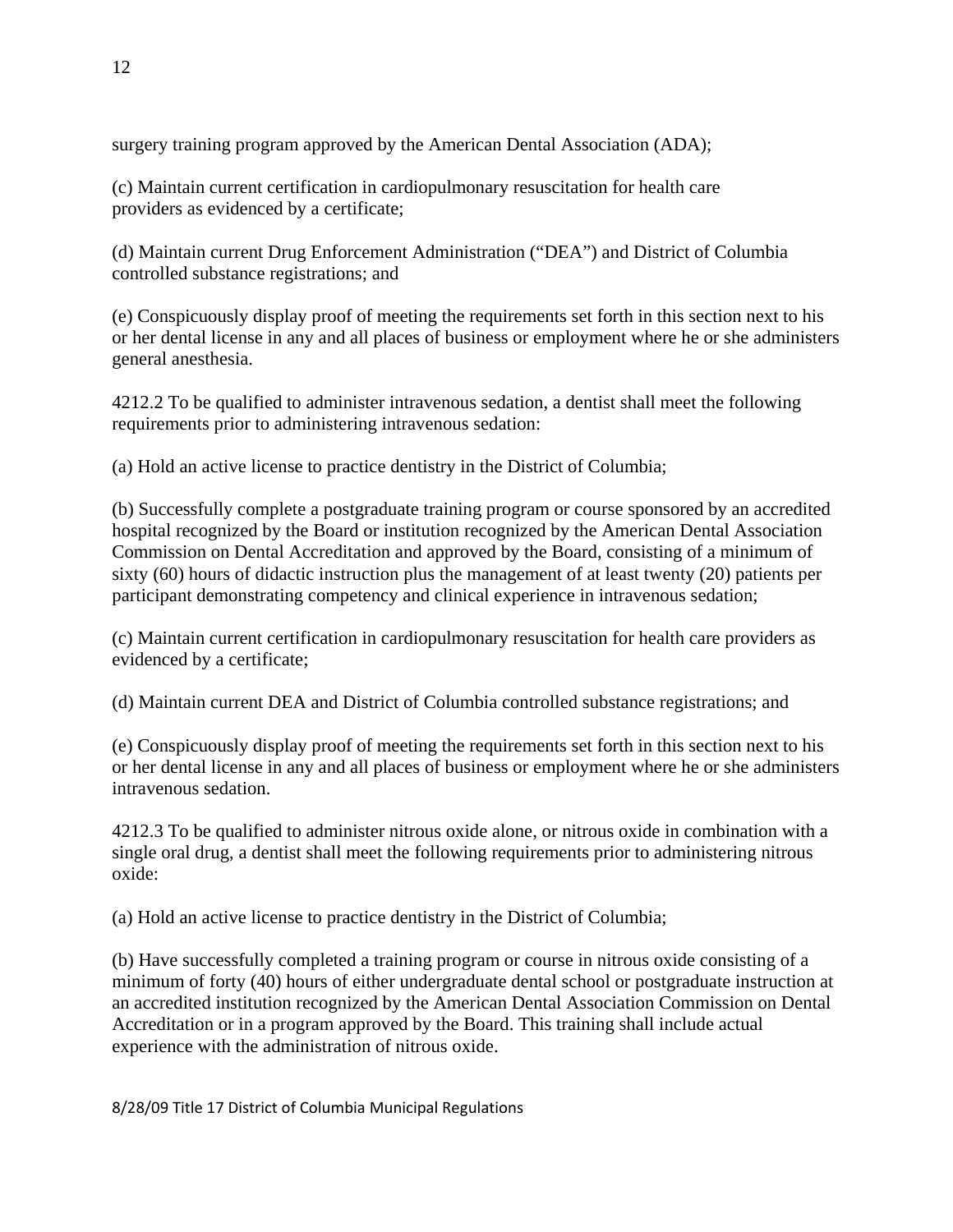surgery training program approved by the American Dental Association (ADA);

(c) Maintain current certification in cardiopulmonary resuscitation for health care providers as evidenced by a certificate;

(d) Maintain current Drug Enforcement Administration ("DEA") and District of Columbia controlled substance registrations; and

(e) Conspicuously display proof of meeting the requirements set forth in this section next to his or her dental license in any and all places of business or employment where he or she administers general anesthesia.

4212.2 To be qualified to administer intravenous sedation, a dentist shall meet the following requirements prior to administering intravenous sedation:

(a) Hold an active license to practice dentistry in the District of Columbia;

(b) Successfully complete a postgraduate training program or course sponsored by an accredited hospital recognized by the Board or institution recognized by the American Dental Association Commission on Dental Accreditation and approved by the Board, consisting of a minimum of sixty (60) hours of didactic instruction plus the management of at least twenty (20) patients per participant demonstrating competency and clinical experience in intravenous sedation;

(c) Maintain current certification in cardiopulmonary resuscitation for health care providers as evidenced by a certificate;

(d) Maintain current DEA and District of Columbia controlled substance registrations; and

(e) Conspicuously display proof of meeting the requirements set forth in this section next to his or her dental license in any and all places of business or employment where he or she administers intravenous sedation.

4212.3 To be qualified to administer nitrous oxide alone, or nitrous oxide in combination with a single oral drug, a dentist shall meet the following requirements prior to administering nitrous oxide:

(a) Hold an active license to practice dentistry in the District of Columbia;

(b) Have successfully completed a training program or course in nitrous oxide consisting of a minimum of forty (40) hours of either undergraduate dental school or postgraduate instruction at an accredited institution recognized by the American Dental Association Commission on Dental Accreditation or in a program approved by the Board. This training shall include actual experience with the administration of nitrous oxide.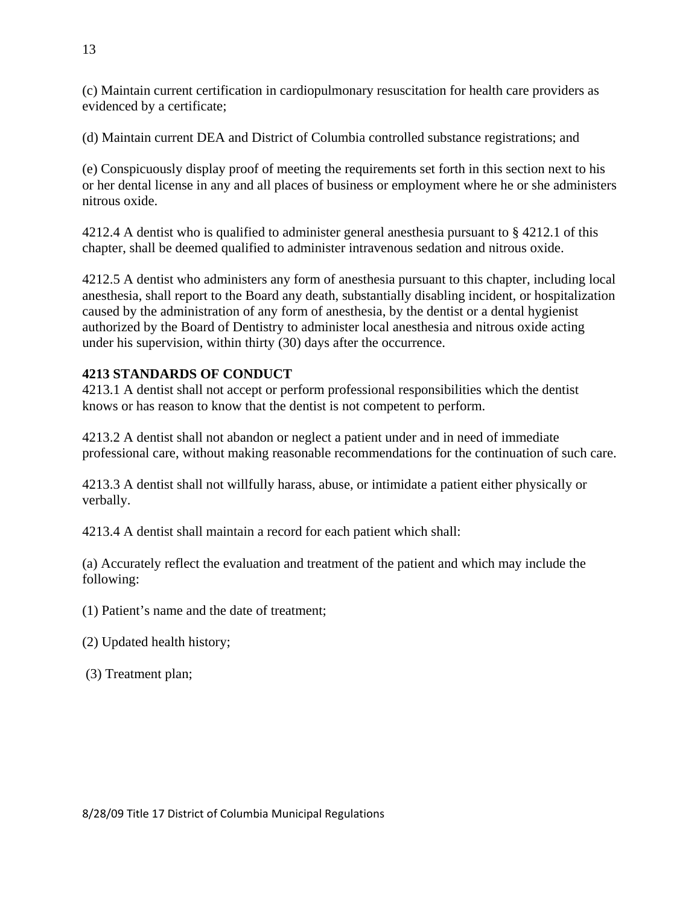(c) Maintain current certification in cardiopulmonary resuscitation for health care providers as evidenced by a certificate;

(d) Maintain current DEA and District of Columbia controlled substance registrations; and

(e) Conspicuously display proof of meeting the requirements set forth in this section next to his or her dental license in any and all places of business or employment where he or she administers nitrous oxide.

4212.4 A dentist who is qualified to administer general anesthesia pursuant to § 4212.1 of this chapter, shall be deemed qualified to administer intravenous sedation and nitrous oxide.

4212.5 A dentist who administers any form of anesthesia pursuant to this chapter, including local anesthesia, shall report to the Board any death, substantially disabling incident, or hospitalization caused by the administration of any form of anesthesia, by the dentist or a dental hygienist authorized by the Board of Dentistry to administer local anesthesia and nitrous oxide acting under his supervision, within thirty (30) days after the occurrence.

**4213 STANDARDS OF CONDUCT**

4213.1 A dentist shall not accept or perform professional responsibilities which the dentist knows or has reason to know that the dentist is not competent to perform.

4213.2 A dentist shall not abandon or neglect a patient under and in need of immediate professional care, without making reasonable recommendations for the continuation of such care.

4213.3 A dentist shall not willfully harass, abuse, or intimidate a patient either physically or verbally.

4213.4 A dentist shall maintain a record for each patient which shall:

(a) Accurately reflect the evaluation and treatment of the patient and which may include the following:

(1) Patient's name and the date of treatment;

(2) Updated health history;

(3) Treatment plan;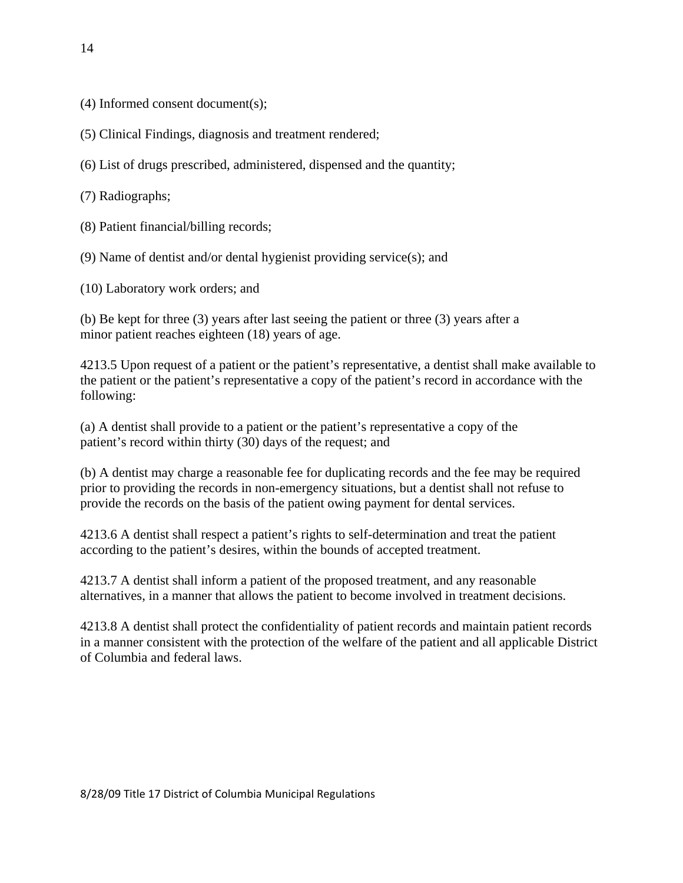(4) Informed consent document(s);

(5) Clinical Findings, diagnosis and treatment rendered;

(6) List of drugs prescribed, administered, dispensed and the quantity;

(7) Radiographs;

(8) Patient financial/billing records;

(9) Name of dentist and/or dental hygienist providing service(s); and

(10) Laboratory work orders; and

(b) Be kept for three (3) years after last seeing the patient or three (3) years after a minor patient reaches eighteen (18) years of age.

4213.5 Upon request of a patient or the patient's representative, a dentist shall make available to the patient or the patient's representative a copy of the patient's record in accordance with the following:

(a) A dentist shall provide to a patient or the patient's representative a copy of the patient's record within thirty (30) days of the request; and

(b) A dentist may charge a reasonable fee for duplicating records and the fee may be required prior to providing the records in non-emergency situations, but a dentist shall not refuse to provide the records on the basis of the patient owing payment for dental services.

4213.6 A dentist shall respect a patient's rights to self-determination and treat the patient according to the patient's desires, within the bounds of accepted treatment.

4213.7 A dentist shall inform a patient of the proposed treatment, and any reasonable alternatives, in a manner that allows the patient to become involved in treatment decisions.

4213.8 A dentist shall protect the confidentiality of patient records and maintain patient records in a manner consistent with the protection of the welfare of the patient and all applicable District of Columbia and federal laws.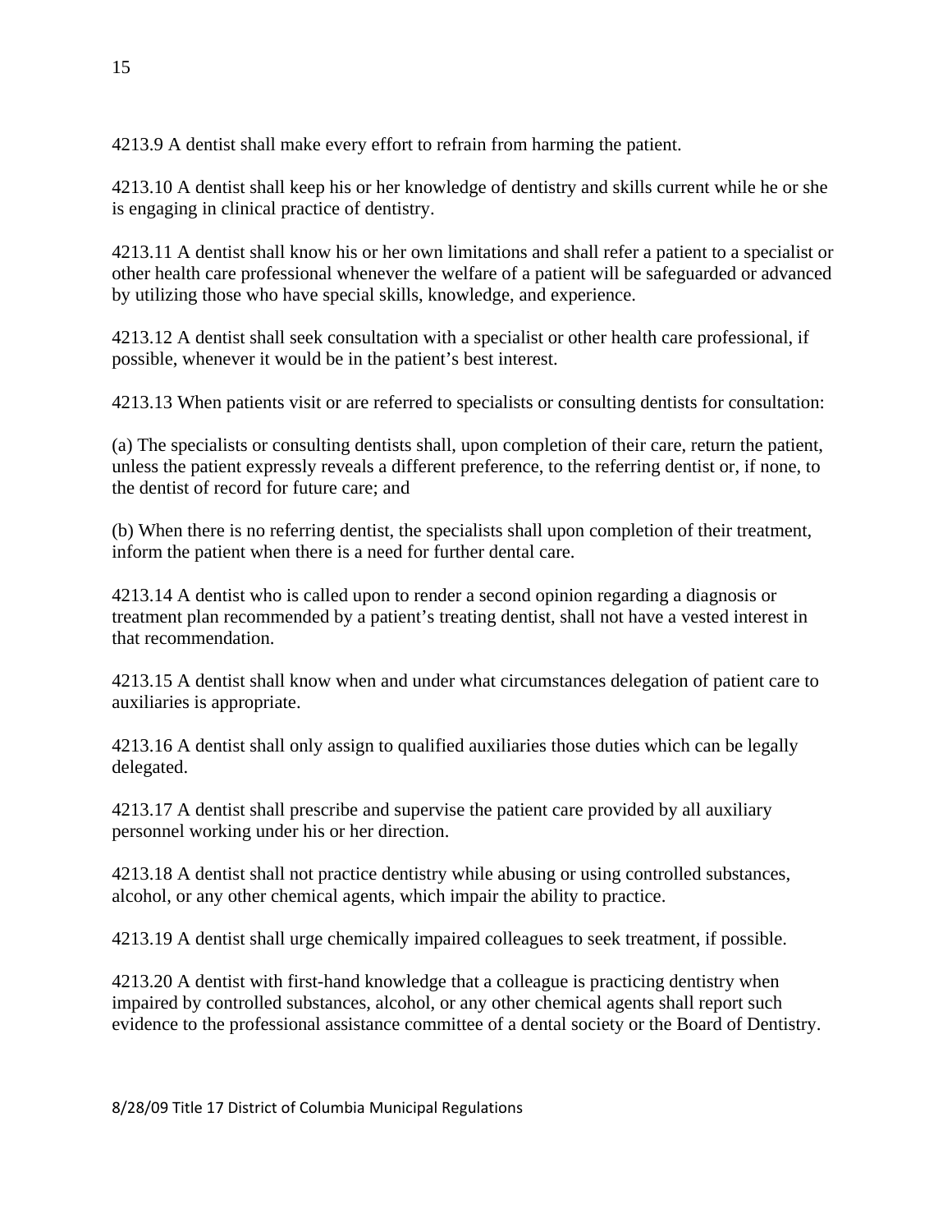4213.9 A dentist shall make every effort to refrain from harming the patient.

4213.10 A dentist shall keep his or her knowledge of dentistry and skills current while he or she is engaging in clinical practice of dentistry.

4213.11 A dentist shall know his or her own limitations and shall refer a patient to a specialist or other health care professional whenever the welfare of a patient will be safeguarded or advanced by utilizing those who have special skills, knowledge, and experience.

4213.12 A dentist shall seek consultation with a specialist or other health care professional, if possible, whenever it would be in the patient's best interest.

4213.13 When patients visit or are referred to specialists or consulting dentists for consultation:

(a) The specialists or consulting dentists shall, upon completion of their care, return the patient, unless the patient expressly reveals a different preference, to the referring dentist or, if none, to the dentist of record for future care; and

(b) When there is no referring dentist, the specialists shall upon completion of their treatment, inform the patient when there is a need for further dental care.

4213.14 A dentist who is called upon to render a second opinion regarding a diagnosis or treatment plan recommended by a patient's treating dentist, shall not have a vested interest in that recommendation.

4213.15 A dentist shall know when and under what circumstances delegation of patient care to auxiliaries is appropriate.

4213.16 A dentist shall only assign to qualified auxiliaries those duties which can be legally delegated.

4213.17 A dentist shall prescribe and supervise the patient care provided by all auxiliary personnel working under his or her direction.

4213.18 A dentist shall not practice dentistry while abusing or using controlled substances, alcohol, or any other chemical agents, which impair the ability to practice.

4213.19 A dentist shall urge chemically impaired colleagues to seek treatment, if possible.

4213.20 A dentist with first-hand knowledge that a colleague is practicing dentistry when impaired by controlled substances, alcohol, or any other chemical agents shall report such evidence to the professional assistance committee of a dental society or the Board of Dentistry.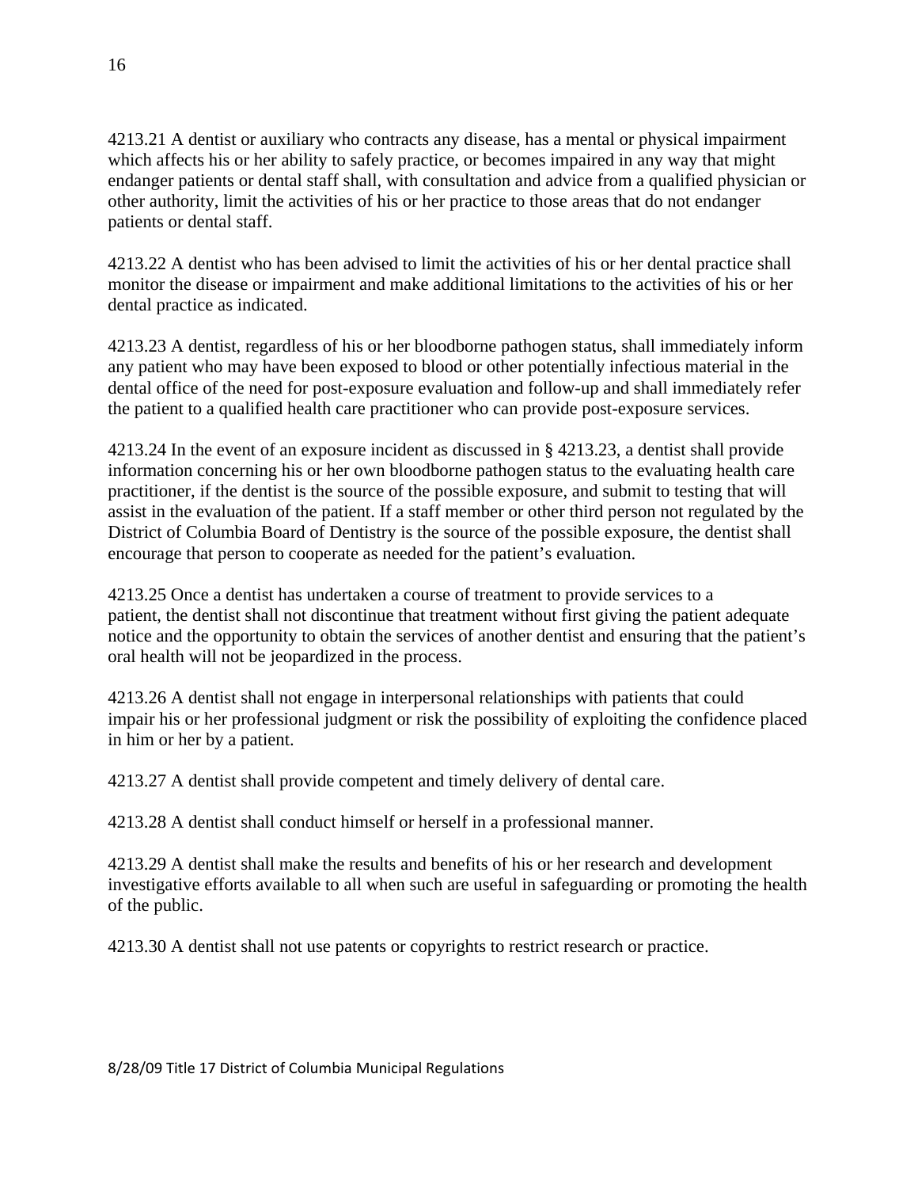4213.21 A dentist or auxiliary who contracts any disease, has a mental or physical impairment which affects his or her ability to safely practice, or becomes impaired in any way that might endanger patients or dental staff shall, with consultation and advice from a qualified physician or other authority, limit the activities of his or her practice to those areas that do not endanger patients or dental staff.

4213.22 A dentist who has been advised to limit the activities of his or her dental practice shall monitor the disease or impairment and make additional limitations to the activities of his or her dental practice as indicated.

4213.23 A dentist, regardless of his or her bloodborne pathogen status, shall immediately inform any patient who may have been exposed to blood or other potentially infectious material in the dental office of the need for post-exposure evaluation and follow-up and shall immediately refer the patient to a qualified health care practitioner who can provide post-exposure services.

4213.24 In the event of an exposure incident as discussed in § 4213.23, a dentist shall provide information concerning his or her own bloodborne pathogen status to the evaluating health care practitioner, if the dentist is the source of the possible exposure, and submit to testing that will assist in the evaluation of the patient. If a staff member or other third person not regulated by the District of Columbia Board of Dentistry is the source of the possible exposure, the dentist shall encourage that person to cooperate as needed for the patient's evaluation.

4213.25 Once a dentist has undertaken a course of treatment to provide services to a patient, the dentist shall not discontinue that treatment without first giving the patient adequate notice and the opportunity to obtain the services of another dentist and ensuring that the patient's oral health will not be jeopardized in the process.

4213.26 A dentist shall not engage in interpersonal relationships with patients that could impair his or her professional judgment or risk the possibility of exploiting the confidence placed in him or her by a patient.

4213.27 A dentist shall provide competent and timely delivery of dental care.

4213.28 A dentist shall conduct himself or herself in a professional manner.

4213.29 A dentist shall make the results and benefits of his or her research and development investigative efforts available to all when such are useful in safeguarding or promoting the health of the public.

4213.30 A dentist shall not use patents or copyrights to restrict research or practice.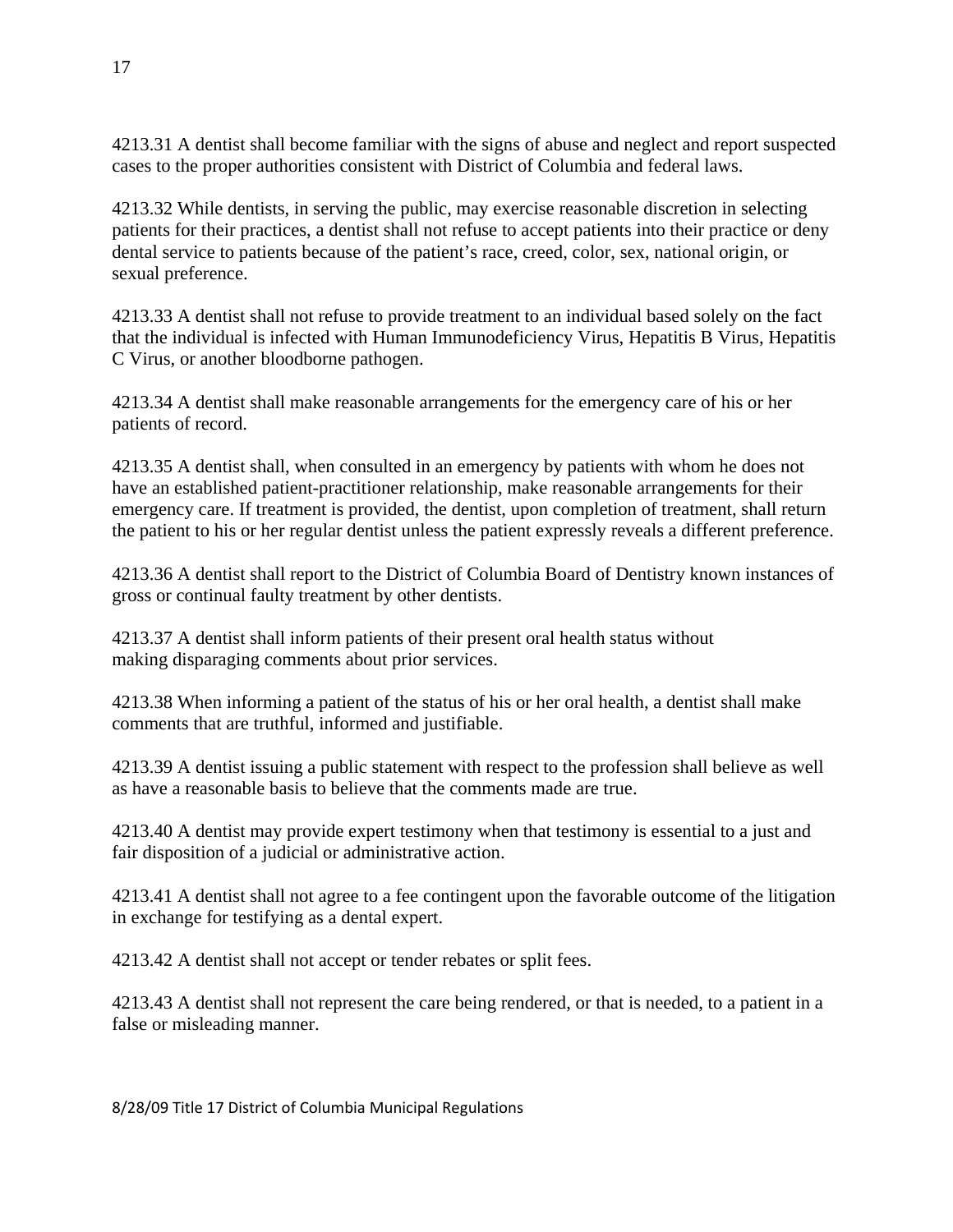4213.31 A dentist shall become familiar with the signs of abuse and neglect and report suspected cases to the proper authorities consistent with District of Columbia and federal laws.

4213.32 While dentists, in serving the public, may exercise reasonable discretion in selecting patients for their practices, a dentist shall not refuse to accept patients into their practice or deny dental service to patients because of the patient's race, creed, color, sex, national origin, or sexual preference.

4213.33 A dentist shall not refuse to provide treatment to an individual based solely on the fact that the individual is infected with Human Immunodeficiency Virus, Hepatitis B Virus, Hepatitis C Virus, or another bloodborne pathogen.

4213.34 A dentist shall make reasonable arrangements for the emergency care of his or her patients of record.

4213.35 A dentist shall, when consulted in an emergency by patients with whom he does not have an established patient-practitioner relationship, make reasonable arrangements for their emergency care. If treatment is provided, the dentist, upon completion of treatment, shall return the patient to his or her regular dentist unless the patient expressly reveals a different preference.

4213.36 A dentist shall report to the District of Columbia Board of Dentistry known instances of gross or continual faulty treatment by other dentists.

4213.37 A dentist shall inform patients of their present oral health status without making disparaging comments about prior services.

4213.38 When informing a patient of the status of his or her oral health, a dentist shall make comments that are truthful, informed and justifiable.

4213.39 A dentist issuing a public statement with respect to the profession shall believe as well as have a reasonable basis to believe that the comments made are true.

4213.40 A dentist may provide expert testimony when that testimony is essential to a just and fair disposition of a judicial or administrative action.

4213.41 A dentist shall not agree to a fee contingent upon the favorable outcome of the litigation in exchange for testifying as a dental expert.

4213.42 A dentist shall not accept or tender rebates or split fees.

4213.43 A dentist shall not represent the care being rendered, or that is needed, to a patient in a false or misleading manner.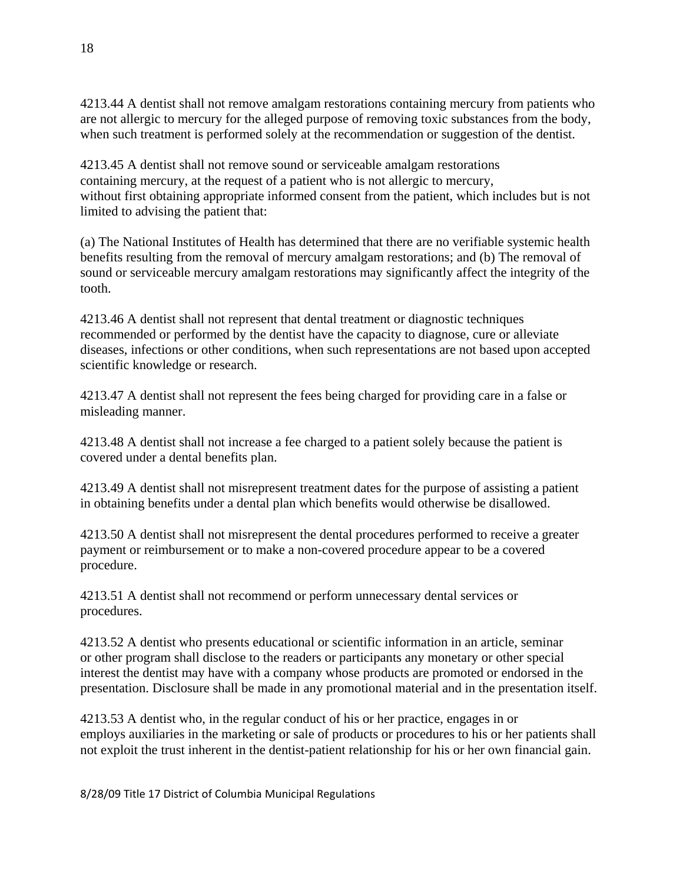4213.44 A dentist shall not remove amalgam restorations containing mercury from patients who are not allergic to mercury for the alleged purpose of removing toxic substances from the body, when such treatment is performed solely at the recommendation or suggestion of the dentist.

4213.45 A dentist shall not remove sound or serviceable amalgam restorations containing mercury, at the request of a patient who is not allergic to mercury, without first obtaining appropriate informed consent from the patient, which includes but is not limited to advising the patient that:

(a) The National Institutes of Health has determined that there are no verifiable systemic health benefits resulting from the removal of mercury amalgam restorations; and (b) The removal of sound or serviceable mercury amalgam restorations may significantly affect the integrity of the tooth.

4213.46 A dentist shall not represent that dental treatment or diagnostic techniques recommended or performed by the dentist have the capacity to diagnose, cure or alleviate diseases, infections or other conditions, when such representations are not based upon accepted scientific knowledge or research.

4213.47 A dentist shall not represent the fees being charged for providing care in a false or misleading manner.

4213.48 A dentist shall not increase a fee charged to a patient solely because the patient is covered under a dental benefits plan.

4213.49 A dentist shall not misrepresent treatment dates for the purpose of assisting a patient in obtaining benefits under a dental plan which benefits would otherwise be disallowed.

4213.50 A dentist shall not misrepresent the dental procedures performed to receive a greater payment or reimbursement or to make a non-covered procedure appear to be a covered procedure.

4213.51 A dentist shall not recommend or perform unnecessary dental services or procedures.

4213.52 A dentist who presents educational or scientific information in an article, seminar or other program shall disclose to the readers or participants any monetary or other special interest the dentist may have with a company whose products are promoted or endorsed in the presentation. Disclosure shall be made in any promotional material and in the presentation itself.

4213.53 A dentist who, in the regular conduct of his or her practice, engages in or employs auxiliaries in the marketing or sale of products or procedures to his or her patients shall not exploit the trust inherent in the dentist-patient relationship for his or her own financial gain.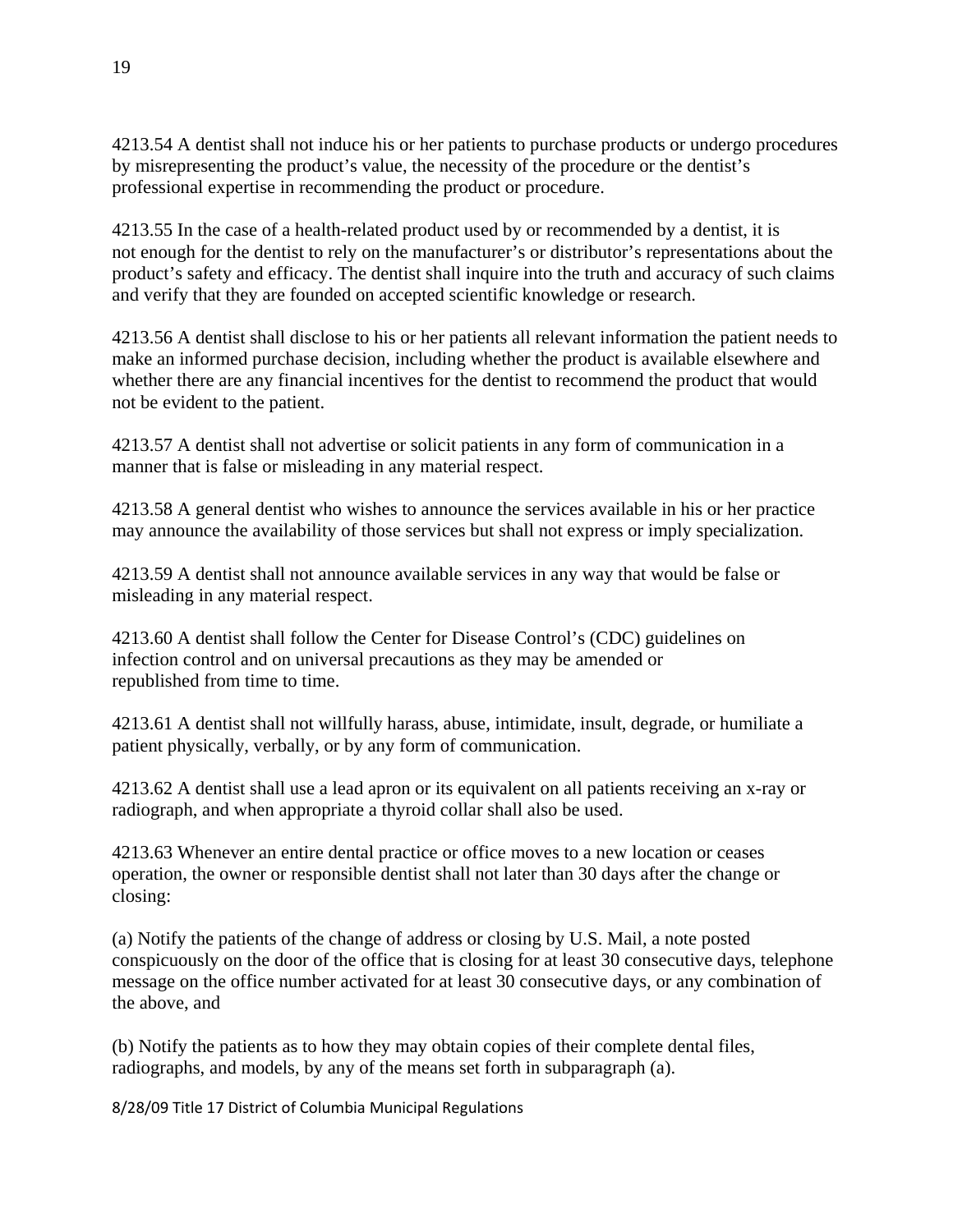4213.54 A dentist shall not induce his or her patients to purchase products or undergo procedures by misrepresenting the product's value, the necessity of the procedure or the dentist's professional expertise in recommending the product or procedure.

4213.55 In the case of a health-related product used by or recommended by a dentist, it is not enough for the dentist to rely on the manufacturer's or distributor's representations about the product's safety and efficacy. The dentist shall inquire into the truth and accuracy of such claims and verify that they are founded on accepted scientific knowledge or research.

4213.56 A dentist shall disclose to his or her patients all relevant information the patient needs to make an informed purchase decision, including whether the product is available elsewhere and whether there are any financial incentives for the dentist to recommend the product that would not be evident to the patient.

4213.57 A dentist shall not advertise or solicit patients in any form of communication in a manner that is false or misleading in any material respect.

4213.58 A general dentist who wishes to announce the services available in his or her practice may announce the availability of those services but shall not express or imply specialization.

4213.59 A dentist shall not announce available services in any way that would be false or misleading in any material respect.

4213.60 A dentist shall follow the Center for Disease Control's (CDC) guidelines on infection control and on universal precautions as they may be amended or republished from time to time.

4213.61 A dentist shall not willfully harass, abuse, intimidate, insult, degrade, or humiliate a patient physically, verbally, or by any form of communication.

4213.62 A dentist shall use a lead apron or its equivalent on all patients receiving an x-ray or radiograph, and when appropriate a thyroid collar shall also be used.

4213.63 Whenever an entire dental practice or office moves to a new location or ceases operation, the owner or responsible dentist shall not later than 30 days after the change or closing:

(a) Notify the patients of the change of address or closing by U.S. Mail, a note posted conspicuously on the door of the office that is closing for at least 30 consecutive days, telephone message on the office number activated for at least 30 consecutive days, or any combination of the above, and

(b) Notify the patients as to how they may obtain copies of their complete dental files, radiographs, and models, by any of the means set forth in subparagraph (a).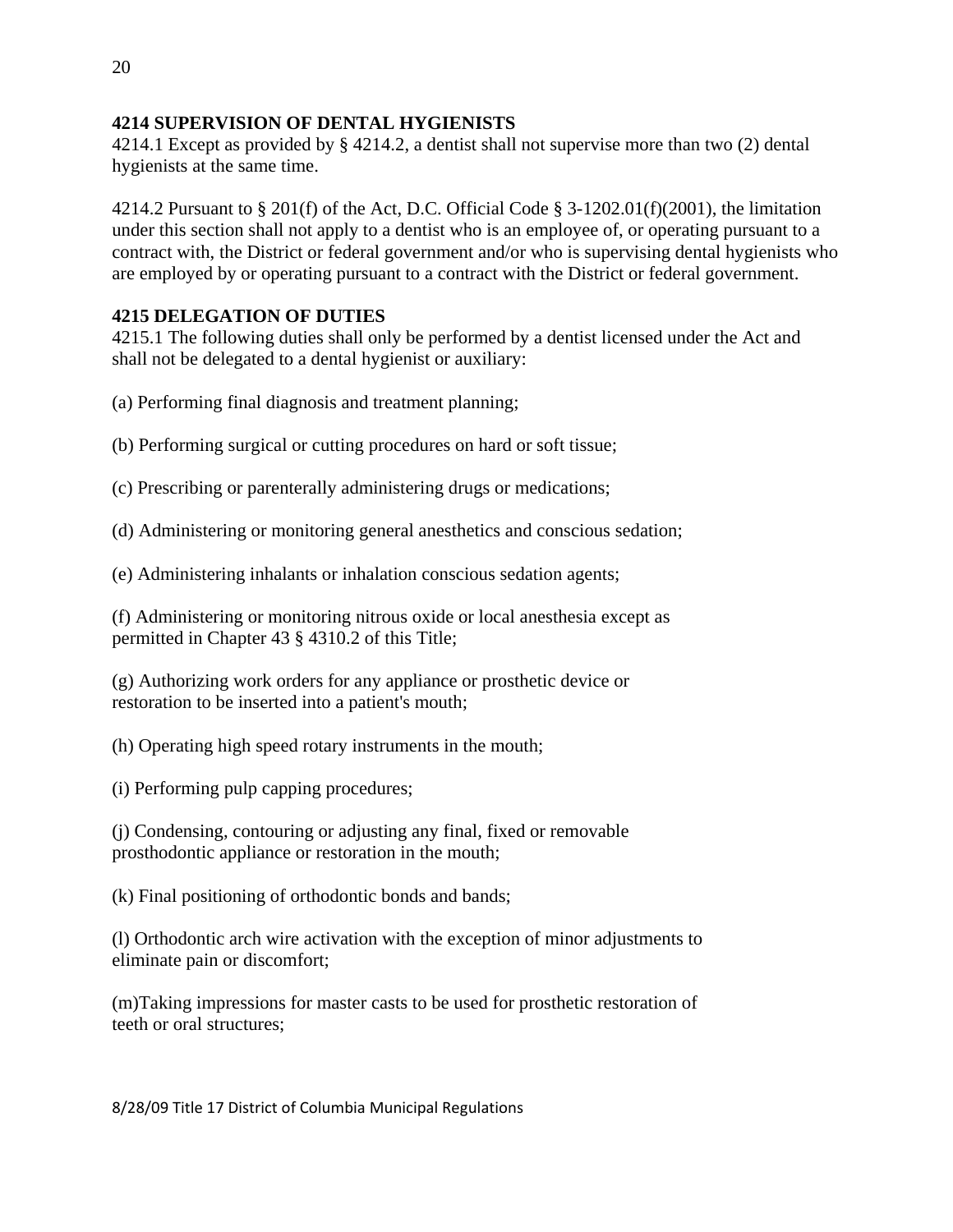**4214 SUPERVISION OF DENTAL HYGIENISTS**
4214.1 Except as provided by § 4214.2, a dentist shall not supervise more than two (2) dental hygienists at the same time.

4214.2 Pursuant to § 201(f) of the Act, D.C. Official Code § 3-1202.01(f)(2001), the limitation under this section shall not apply to a dentist who is an employee of, or operating pursuant to a contract with, the District or federal government and/or who is supervising dental hygienists who are employed by or operating pursuant to a contract with the District or federal government.

**4215 DELEGATION OF DUTIES**
4215.1 The following duties shall only be performed by a dentist licensed under the Act and shall not be delegated to a dental hygienist or auxiliary:

(a) Performing final diagnosis and treatment planning;

(b) Performing surgical or cutting procedures on hard or soft tissue;

(c) Prescribing or parenterally administering drugs or medications;

(d) Administering or monitoring general anesthetics and conscious sedation;

(e) Administering inhalants or inhalation conscious sedation agents;

(f) Administering or monitoring nitrous oxide or local anesthesia except as permitted in Chapter 43 § 4310.2 of this Title;

(g) Authorizing work orders for any appliance or prosthetic device or restoration to be inserted into a patient's mouth;

(h) Operating high speed rotary instruments in the mouth;

(i) Performing pulp capping procedures;

(j) Condensing, contouring or adjusting any final, fixed or removable prosthodontic appliance or restoration in the mouth;

(k) Final positioning of orthodontic bonds and bands;

(l) Orthodontic arch wire activation with the exception of minor adjustments to eliminate pain or discomfort;

(m)Taking impressions for master casts to be used for prosthetic restoration of teeth or oral structures;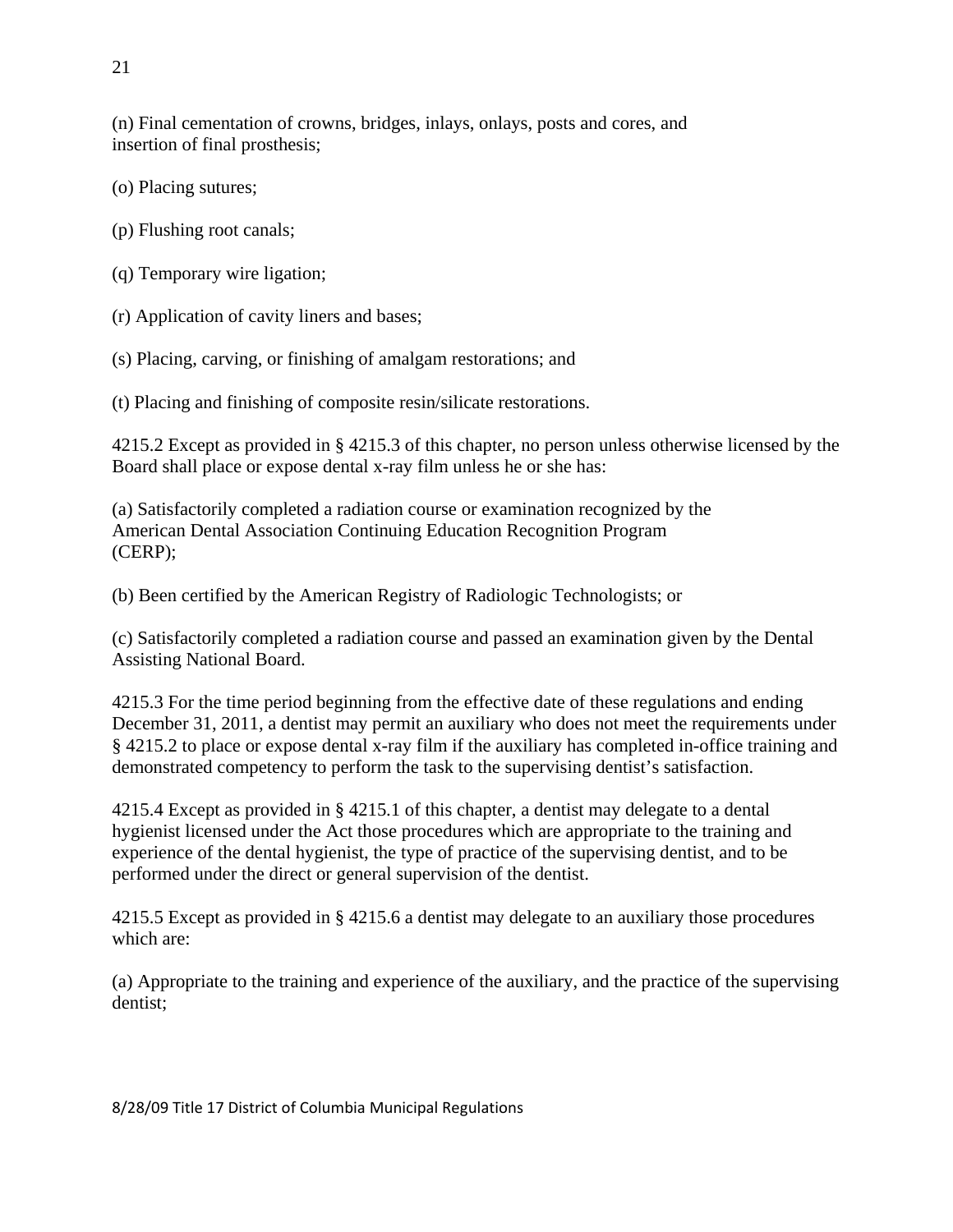(n) Final cementation of crowns, bridges, inlays, onlays, posts and cores, and insertion of final prosthesis;

(o) Placing sutures;

(p) Flushing root canals;

(q) Temporary wire ligation;

(r) Application of cavity liners and bases;

(s) Placing, carving, or finishing of amalgam restorations; and

(t) Placing and finishing of composite resin/silicate restorations.

4215.2 Except as provided in § 4215.3 of this chapter, no person unless otherwise licensed by the Board shall place or expose dental x-ray film unless he or she has:

(a) Satisfactorily completed a radiation course or examination recognized by the American Dental Association Continuing Education Recognition Program (CERP);

(b) Been certified by the American Registry of Radiologic Technologists; or

(c) Satisfactorily completed a radiation course and passed an examination given by the Dental Assisting National Board.

4215.3 For the time period beginning from the effective date of these regulations and ending December 31, 2011, a dentist may permit an auxiliary who does not meet the requirements under § 4215.2 to place or expose dental x-ray film if the auxiliary has completed in-office training and demonstrated competency to perform the task to the supervising dentist's satisfaction.

4215.4 Except as provided in § 4215.1 of this chapter, a dentist may delegate to a dental hygienist licensed under the Act those procedures which are appropriate to the training and experience of the dental hygienist, the type of practice of the supervising dentist, and to be performed under the direct or general supervision of the dentist.

4215.5 Except as provided in § 4215.6 a dentist may delegate to an auxiliary those procedures which are:

(a) Appropriate to the training and experience of the auxiliary, and the practice of the supervising dentist;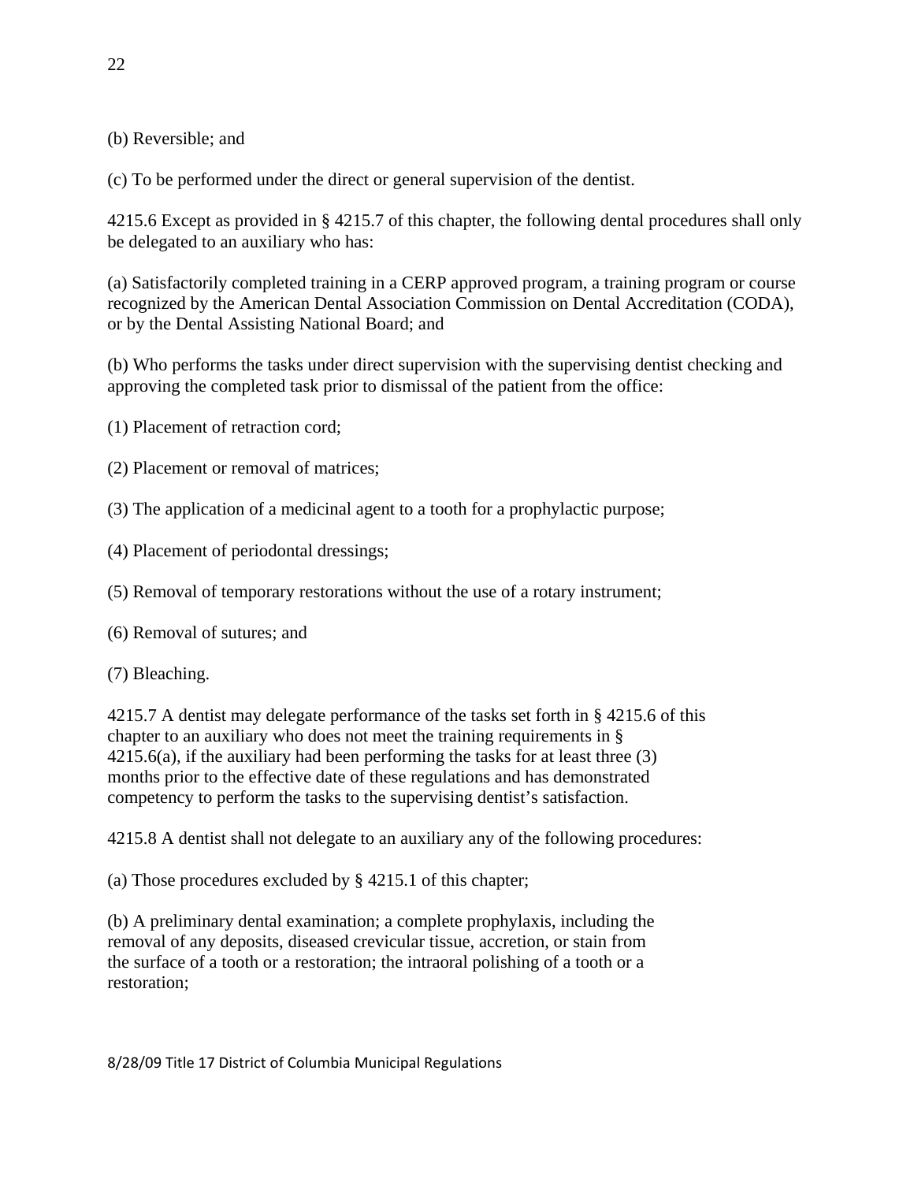(b) Reversible; and

(c) To be performed under the direct or general supervision of the dentist.

4215.6 Except as provided in § 4215.7 of this chapter, the following dental procedures shall only be delegated to an auxiliary who has:

(a) Satisfactorily completed training in a CERP approved program, a training program or course recognized by the American Dental Association Commission on Dental Accreditation (CODA), or by the Dental Assisting National Board; and

(b) Who performs the tasks under direct supervision with the supervising dentist checking and approving the completed task prior to dismissal of the patient from the office:

(1) Placement of retraction cord;

(2) Placement or removal of matrices;

(3) The application of a medicinal agent to a tooth for a prophylactic purpose;

(4) Placement of periodontal dressings;

(5) Removal of temporary restorations without the use of a rotary instrument;

(6) Removal of sutures; and

(7) Bleaching.

4215.7 A dentist may delegate performance of the tasks set forth in § 4215.6 of this chapter to an auxiliary who does not meet the training requirements in § 4215.6(a), if the auxiliary had been performing the tasks for at least three (3) months prior to the effective date of these regulations and has demonstrated competency to perform the tasks to the supervising dentist's satisfaction.

4215.8 A dentist shall not delegate to an auxiliary any of the following procedures:

(a) Those procedures excluded by § 4215.1 of this chapter;

(b) A preliminary dental examination; a complete prophylaxis, including the removal of any deposits, diseased crevicular tissue, accretion, or stain from the surface of a tooth or a restoration; the intraoral polishing of a tooth or a restoration;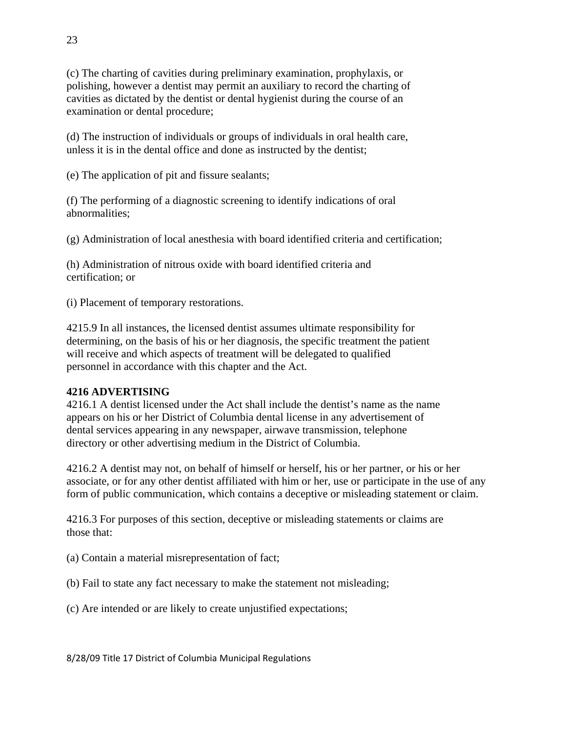(c) The charting of cavities during preliminary examination, prophylaxis, or polishing, however a dentist may permit an auxiliary to record the charting of cavities as dictated by the dentist or dental hygienist during the course of an examination or dental procedure;

(d) The instruction of individuals or groups of individuals in oral health care, unless it is in the dental office and done as instructed by the dentist;

(e) The application of pit and fissure sealants;

(f) The performing of a diagnostic screening to identify indications of oral abnormalities;

(g) Administration of local anesthesia with board identified criteria and certification;

(h) Administration of nitrous oxide with board identified criteria and certification; or

(i) Placement of temporary restorations.

4215.9 In all instances, the licensed dentist assumes ultimate responsibility for determining, on the basis of his or her diagnosis, the specific treatment the patient will receive and which aspects of treatment will be delegated to qualified personnel in accordance with this chapter and the Act.

**4216 ADVERTISING**

4216.1 A dentist licensed under the Act shall include the dentist's name as the name appears on his or her District of Columbia dental license in any advertisement of dental services appearing in any newspaper, airwave transmission, telephone directory or other advertising medium in the District of Columbia.

4216.2 A dentist may not, on behalf of himself or herself, his or her partner, or his or her associate, or for any other dentist affiliated with him or her, use or participate in the use of any form of public communication, which contains a deceptive or misleading statement or claim.

4216.3 For purposes of this section, deceptive or misleading statements or claims are those that:

(a) Contain a material misrepresentation of fact;

(b) Fail to state any fact necessary to make the statement not misleading;

(c) Are intended or are likely to create unjustified expectations;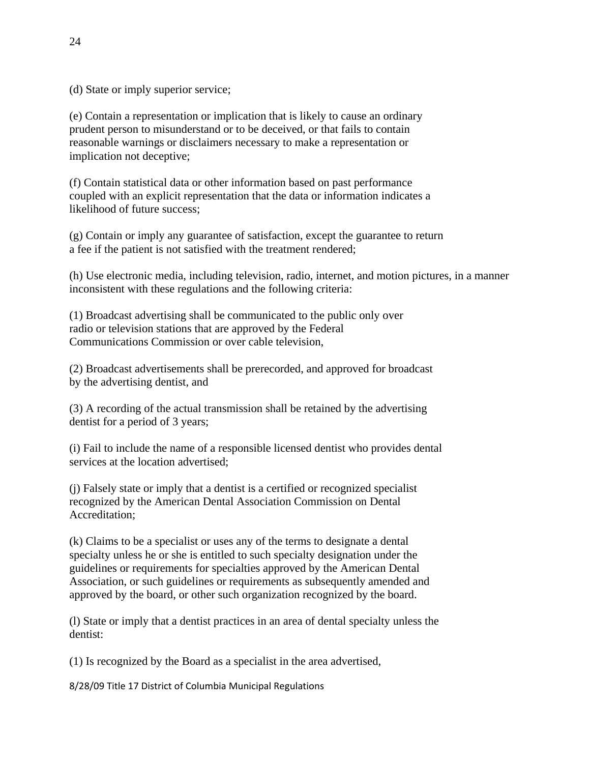(d) State or imply superior service;

(e) Contain a representation or implication that is likely to cause an ordinary prudent person to misunderstand or to be deceived, or that fails to contain reasonable warnings or disclaimers necessary to make a representation or implication not deceptive;

(f) Contain statistical data or other information based on past performance coupled with an explicit representation that the data or information indicates a likelihood of future success;

(g) Contain or imply any guarantee of satisfaction, except the guarantee to return a fee if the patient is not satisfied with the treatment rendered;

(h) Use electronic media, including television, radio, internet, and motion pictures, in a manner inconsistent with these regulations and the following criteria:

(1) Broadcast advertising shall be communicated to the public only over radio or television stations that are approved by the Federal Communications Commission or over cable television,

(2) Broadcast advertisements shall be prerecorded, and approved for broadcast by the advertising dentist, and

(3) A recording of the actual transmission shall be retained by the advertising dentist for a period of 3 years;

(i) Fail to include the name of a responsible licensed dentist who provides dental services at the location advertised;

(j) Falsely state or imply that a dentist is a certified or recognized specialist recognized by the American Dental Association Commission on Dental Accreditation;

(k) Claims to be a specialist or uses any of the terms to designate a dental specialty unless he or she is entitled to such specialty designation under the guidelines or requirements for specialties approved by the American Dental Association, or such guidelines or requirements as subsequently amended and approved by the board, or other such organization recognized by the board.

(l) State or imply that a dentist practices in an area of dental specialty unless the dentist:

(1) Is recognized by the Board as a specialist in the area advertised,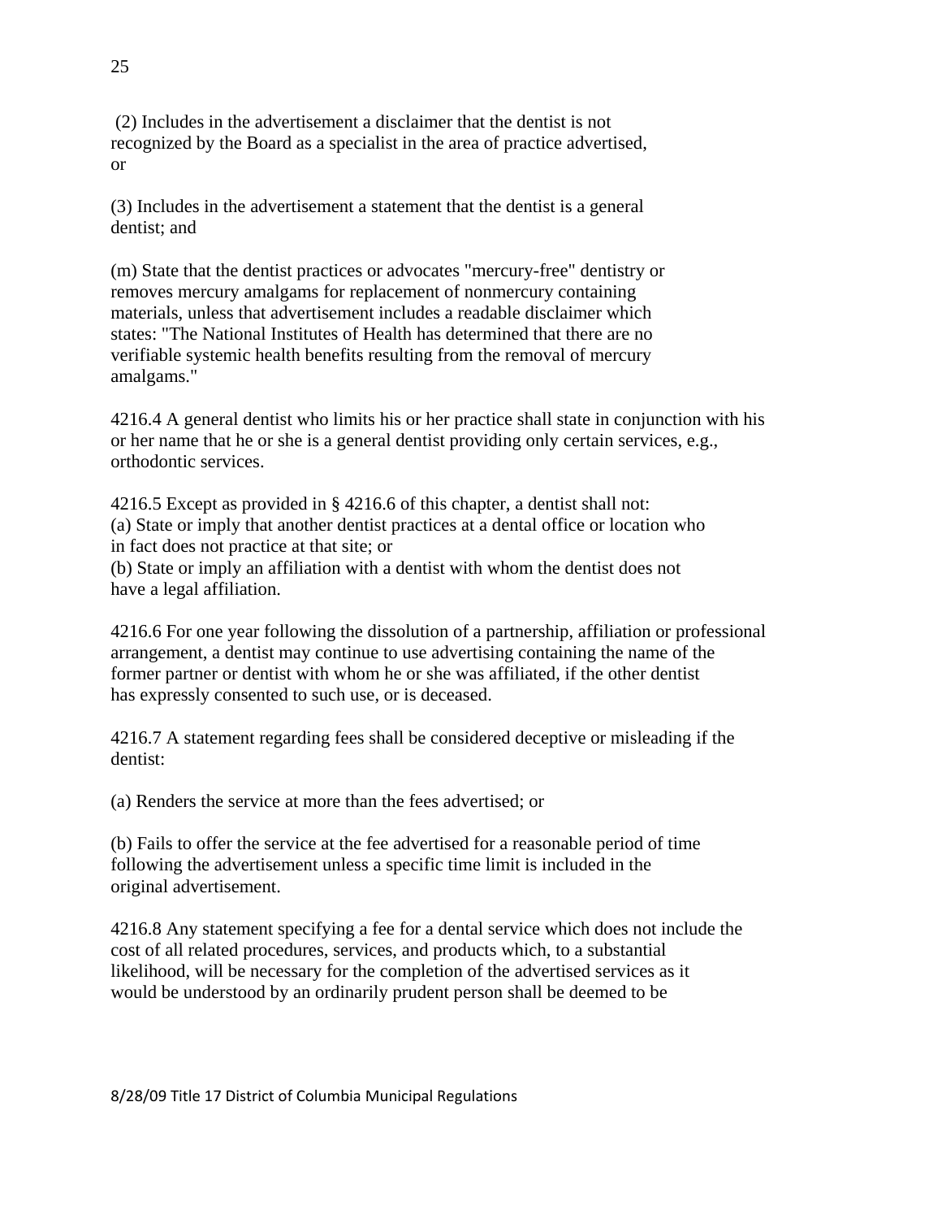(2) Includes in the advertisement a disclaimer that the dentist is not recognized by the Board as a specialist in the area of practice advertised, or

(3) Includes in the advertisement a statement that the dentist is a general dentist; and

(m) State that the dentist practices or advocates "mercury-free" dentistry or removes mercury amalgams for replacement of nonmercury containing materials, unless that advertisement includes a readable disclaimer which states: "The National Institutes of Health has determined that there are no verifiable systemic health benefits resulting from the removal of mercury amalgams."

4216.4 A general dentist who limits his or her practice shall state in conjunction with his or her name that he or she is a general dentist providing only certain services, e.g., orthodontic services.

4216.5 Except as provided in § 4216.6 of this chapter, a dentist shall not:
(a) State or imply that another dentist practices at a dental office or location who in fact does not practice at that site; or
(b) State or imply an affiliation with a dentist with whom the dentist does not have a legal affiliation.

4216.6 For one year following the dissolution of a partnership, affiliation or professional arrangement, a dentist may continue to use advertising containing the name of the former partner or dentist with whom he or she was affiliated, if the other dentist has expressly consented to such use, or is deceased.

4216.7 A statement regarding fees shall be considered deceptive or misleading if the dentist:

(a) Renders the service at more than the fees advertised; or

(b) Fails to offer the service at the fee advertised for a reasonable period of time following the advertisement unless a specific time limit is included in the original advertisement.

4216.8 Any statement specifying a fee for a dental service which does not include the cost of all related procedures, services, and products which, to a substantial likelihood, will be necessary for the completion of the advertised services as it would be understood by an ordinarily prudent person shall be deemed to be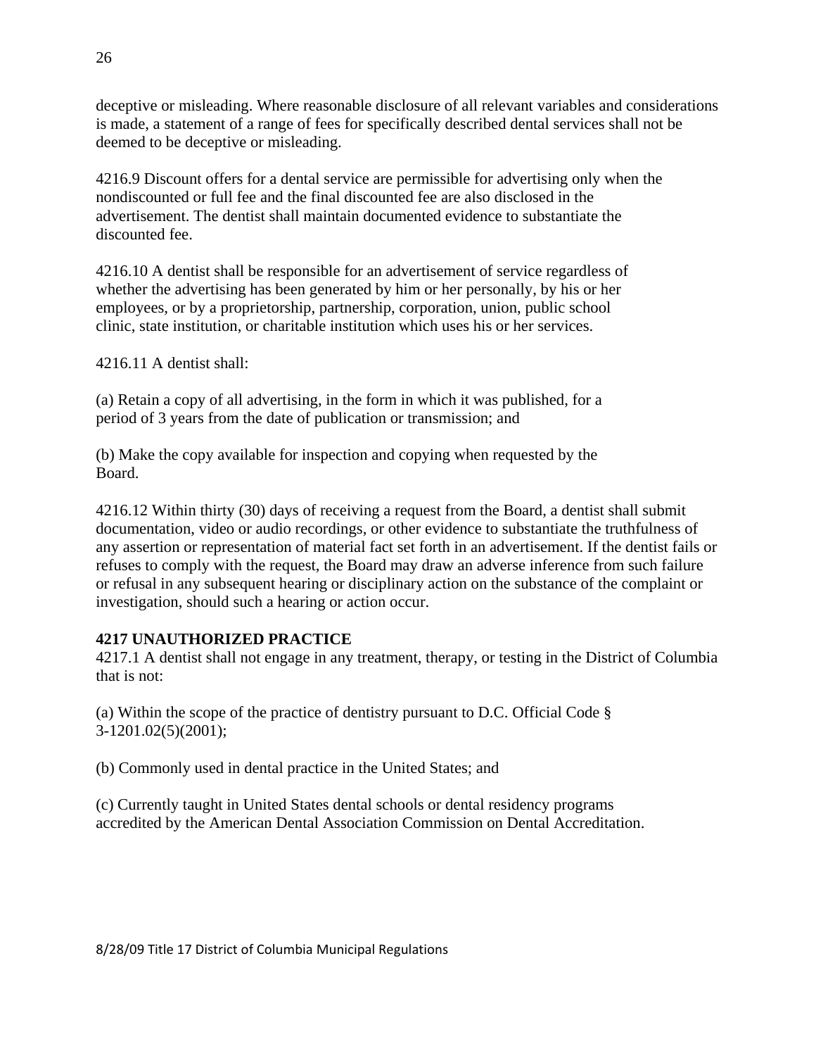deceptive or misleading. Where reasonable disclosure of all relevant variables and considerations is made, a statement of a range of fees for specifically described dental services shall not be deemed to be deceptive or misleading.

4216.9 Discount offers for a dental service are permissible for advertising only when the nondiscounted or full fee and the final discounted fee are also disclosed in the advertisement. The dentist shall maintain documented evidence to substantiate the discounted fee.

4216.10 A dentist shall be responsible for an advertisement of service regardless of whether the advertising has been generated by him or her personally, by his or her employees, or by a proprietorship, partnership, corporation, union, public school clinic, state institution, or charitable institution which uses his or her services.

4216.11 A dentist shall:

(a) Retain a copy of all advertising, in the form in which it was published, for a period of 3 years from the date of publication or transmission; and

(b) Make the copy available for inspection and copying when requested by the Board.

4216.12 Within thirty (30) days of receiving a request from the Board, a dentist shall submit documentation, video or audio recordings, or other evidence to substantiate the truthfulness of any assertion or representation of material fact set forth in an advertisement. If the dentist fails or refuses to comply with the request, the Board may draw an adverse inference from such failure or refusal in any subsequent hearing or disciplinary action on the substance of the complaint or investigation, should such a hearing or action occur.

**4217 UNAUTHORIZED PRACTICE**

4217.1 A dentist shall not engage in any treatment, therapy, or testing in the District of Columbia that is not:

(a) Within the scope of the practice of dentistry pursuant to D.C. Official Code § 3-1201.02(5)(2001);

(b) Commonly used in dental practice in the United States; and

(c) Currently taught in United States dental schools or dental residency programs accredited by the American Dental Association Commission on Dental Accreditation.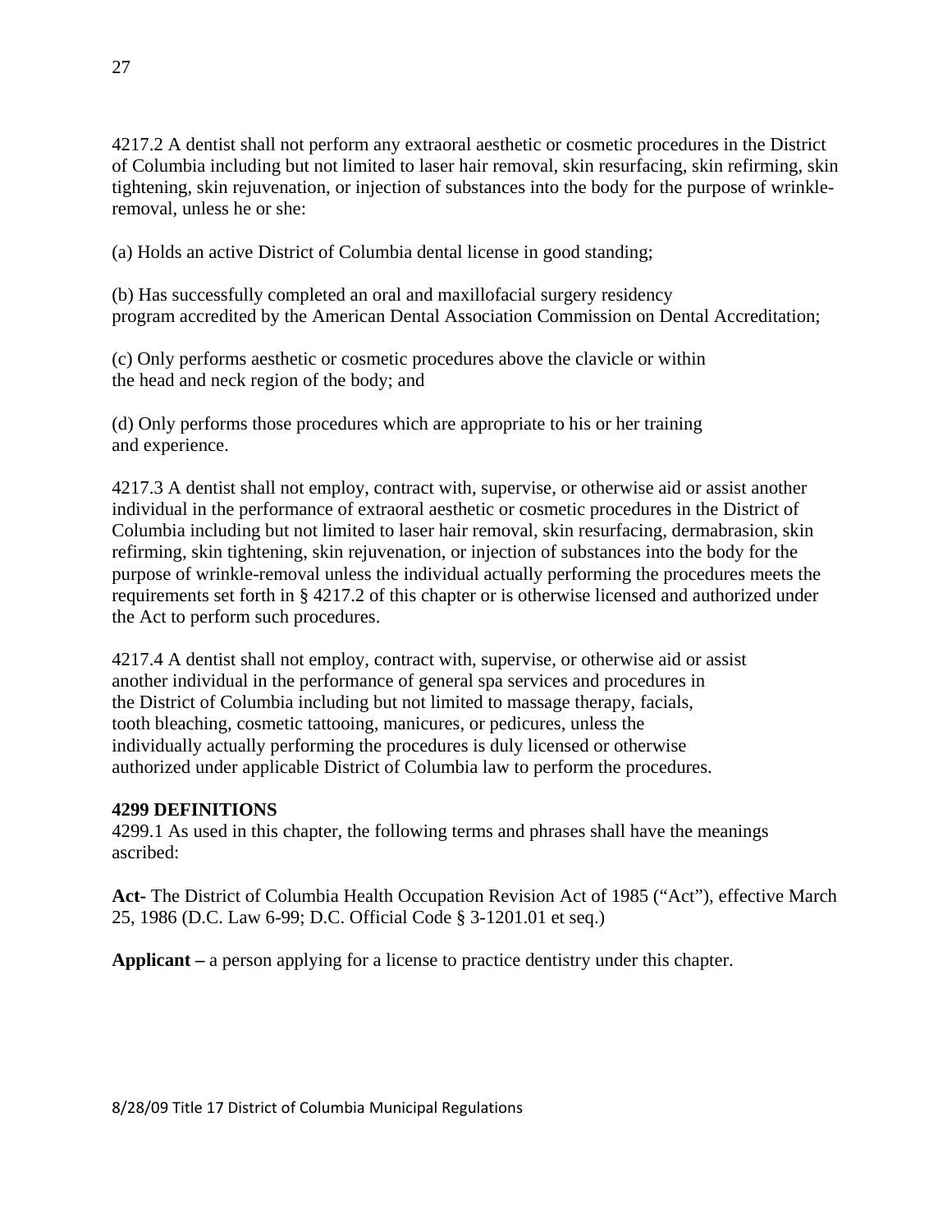4217.2 A dentist shall not perform any extraoral aesthetic or cosmetic procedures in the District of Columbia including but not limited to laser hair removal, skin resurfacing, skin refirming, skin tightening, skin rejuvenation, or injection of substances into the body for the purpose of wrinkle-removal, unless he or she:

(a) Holds an active District of Columbia dental license in good standing;

(b) Has successfully completed an oral and maxillofacial surgery residency program accredited by the American Dental Association Commission on Dental Accreditation;

(c) Only performs aesthetic or cosmetic procedures above the clavicle or within the head and neck region of the body; and

(d) Only performs those procedures which are appropriate to his or her training and experience.

4217.3 A dentist shall not employ, contract with, supervise, or otherwise aid or assist another individual in the performance of extraoral aesthetic or cosmetic procedures in the District of Columbia including but not limited to laser hair removal, skin resurfacing, dermabrasion, skin refirming, skin tightening, skin rejuvenation, or injection of substances into the body for the purpose of wrinkle-removal unless the individual actually performing the procedures meets the requirements set forth in § 4217.2 of this chapter or is otherwise licensed and authorized under the Act to perform such procedures.

4217.4 A dentist shall not employ, contract with, supervise, or otherwise aid or assist another individual in the performance of general spa services and procedures in the District of Columbia including but not limited to massage therapy, facials, tooth bleaching, cosmetic tattooing, manicures, or pedicures, unless the individually actually performing the procedures is duly licensed or otherwise authorized under applicable District of Columbia law to perform the procedures.

**4299 DEFINITIONS**

4299.1 As used in this chapter, the following terms and phrases shall have the meanings ascribed:

**Act-** The District of Columbia Health Occupation Revision Act of 1985 ("Act"), effective March 25, 1986 (D.C. Law 6-99; D.C. Official Code § 3-1201.01 et seq.)

**Applicant –** a person applying for a license to practice dentistry under this chapter.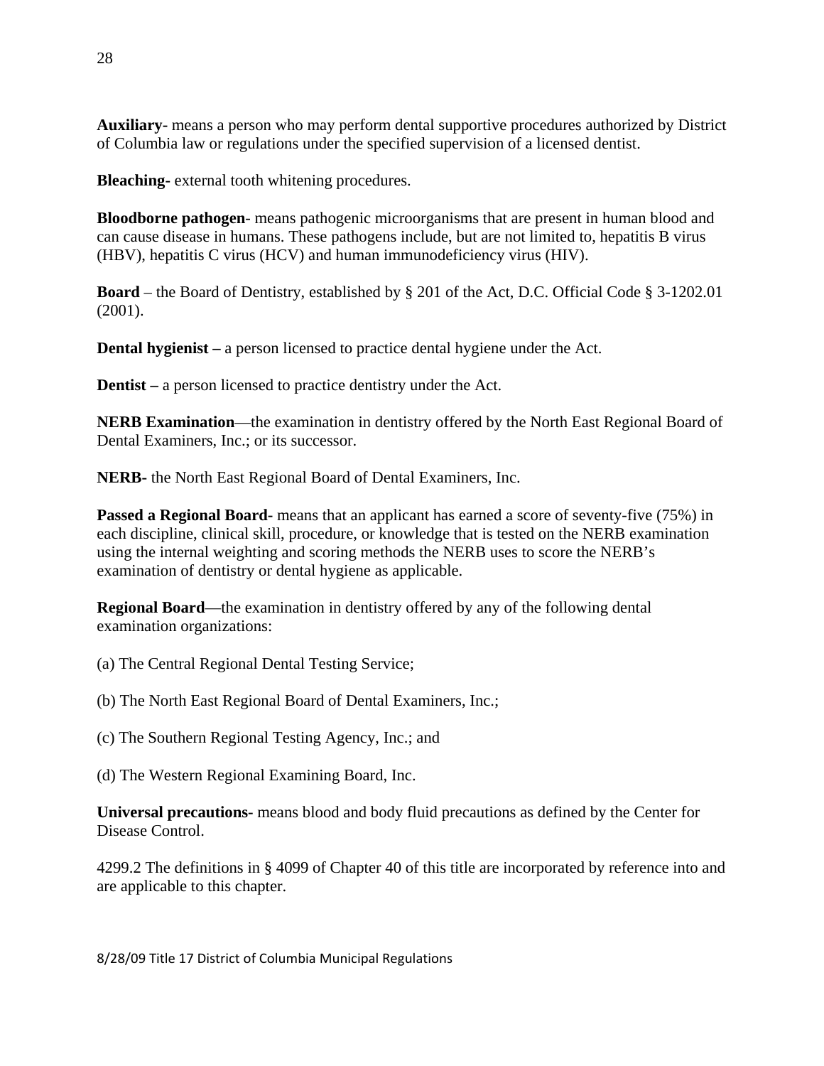**Auxiliary-** means a person who may perform dental supportive procedures authorized by District of Columbia law or regulations under the specified supervision of a licensed dentist.

**Bleaching-** external tooth whitening procedures.

**Bloodborne pathogen**- means pathogenic microorganisms that are present in human blood and can cause disease in humans. These pathogens include, but are not limited to, hepatitis B virus (HBV), hepatitis C virus (HCV) and human immunodeficiency virus (HIV).

**Board** – the Board of Dentistry, established by § 201 of the Act, D.C. Official Code § 3-1202.01 (2001).

**Dental hygienist –** a person licensed to practice dental hygiene under the Act.

**Dentist –** a person licensed to practice dentistry under the Act.

**NERB Examination**—the examination in dentistry offered by the North East Regional Board of Dental Examiners, Inc.; or its successor.

**NERB-** the North East Regional Board of Dental Examiners, Inc.

**Passed a Regional Board-** means that an applicant has earned a score of seventy-five (75%) in each discipline, clinical skill, procedure, or knowledge that is tested on the NERB examination using the internal weighting and scoring methods the NERB uses to score the NERB's examination of dentistry or dental hygiene as applicable.

**Regional Board**—the examination in dentistry offered by any of the following dental examination organizations:

(a) The Central Regional Dental Testing Service;

(b) The North East Regional Board of Dental Examiners, Inc.;

(c) The Southern Regional Testing Agency, Inc.; and

(d) The Western Regional Examining Board, Inc.

**Universal precautions-** means blood and body fluid precautions as defined by the Center for Disease Control.

4299.2 The definitions in § 4099 of Chapter 40 of this title are incorporated by reference into and are applicable to this chapter.